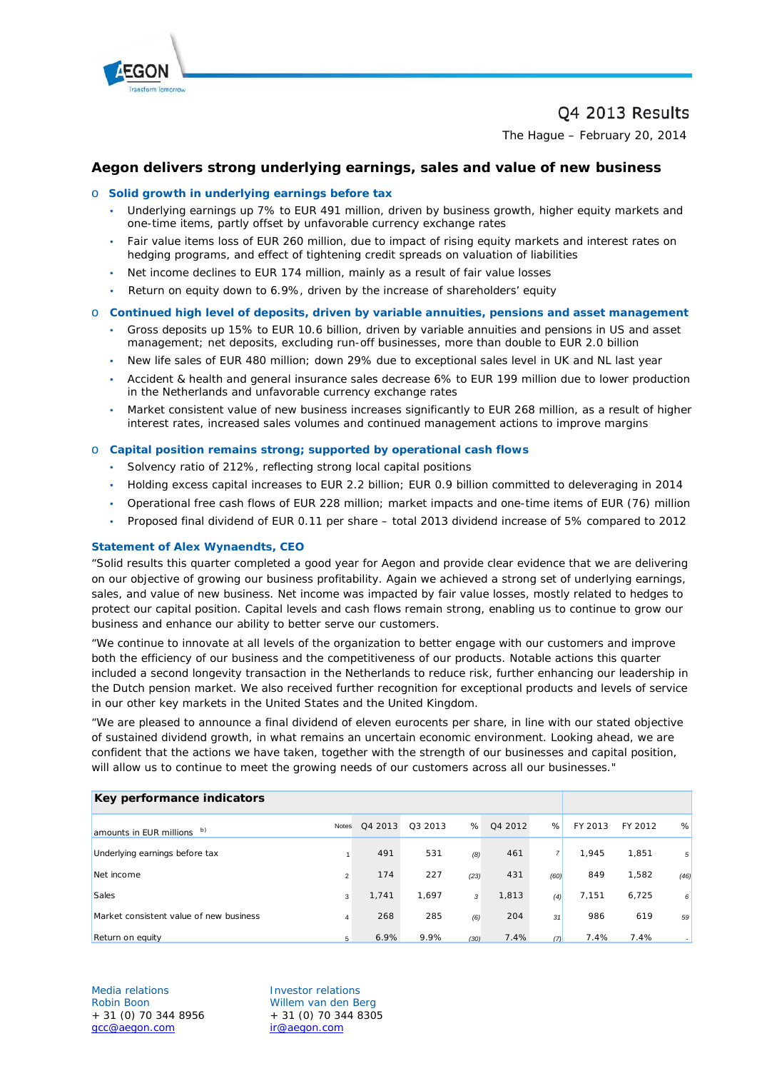# Q4 2013 Results

The Hague – February 20, 2014

## Aegon delivers strong underlying earnings, sales and value of new business

- **Solid growth in underlying earnings before tax**
  - Underlying earnings up 7% to EUR 491 million, driven by business growth, higher equity markets and one-time items, partly offset by unfavorable currency exchange rates
  - Fair value items loss of EUR 260 million, due to impact of rising equity markets and interest rates on hedging programs, and effect of tightening credit spreads on valuation of liabilities
  - Net income declines to EUR 174 million, mainly as a result of fair value losses
  - Return on equity down to 6.9%, driven by the increase of shareholders' equity
- **Continued high level of deposits, driven by variable annuities, pensions and asset management**
  - Gross deposits up 15% to EUR 10.6 billion, driven by variable annuities and pensions in US and asset management; net deposits, excluding run-off businesses, more than double to EUR 2.0 billion
  - New life sales of EUR 480 million; down 29% due to exceptional sales level in UK and NL last year
  - Accident & health and general insurance sales decrease 6% to EUR 199 million due to lower production in the Netherlands and unfavorable currency exchange rates
  - Market consistent value of new business increases significantly to EUR 268 million, as a result of higher interest rates, increased sales volumes and continued management actions to improve margins
- **Capital position remains strong; supported by operational cash flows**
  - Solvency ratio of 212%, reflecting strong local capital positions
  - Holding excess capital increases to EUR 2.2 billion; EUR 0.9 billion committed to deleveraging in 2014
  - Operational free cash flows of EUR 228 million; market impacts and one-time items of EUR (76) million
  - Proposed final dividend of EUR 0.11 per share – total 2013 dividend increase of 5% compared to 2012

### Statement of Alex Wynaendts, CEO

"Solid results this quarter completed a good year for Aegon and provide clear evidence that we are delivering on our objective of growing our business profitability. Again we achieved a strong set of underlying earnings, sales, and value of new business. Net income was impacted by fair value losses, mostly related to hedges to protect our capital position. Capital levels and cash flows remain strong, enabling us to continue to grow our business and enhance our ability to better serve our customers.

"We continue to innovate at all levels of the organization to better engage with our customers and improve both the efficiency of our business and the competitiveness of our products. Notable actions this quarter included a second longevity transaction in the Netherlands to reduce risk, further enhancing our leadership in the Dutch pension market. We also received further recognition for exceptional products and levels of service in our other key markets in the United States and the United Kingdom.

"We are pleased to announce a final dividend of eleven eurocents per share, in line with our stated objective of sustained dividend growth, in what remains an uncertain economic environment. Looking ahead, we are confident that the actions we have taken, together with the strength of our businesses and capital position, will allow us to continue to meet the growing needs of our customers across all our businesses."

**Key performance indicators**

| amounts in EUR millions [b)] | Notes | Q4 2013 | Q3 2013 | % | Q4 2012 | % | FY 2013 | FY 2012 | % |
|---|---|---|---|---|---|---|---|---|---|
| Underlying earnings before tax | 1 | 491 | 531 | (8) | 461 | 7 | 1,945 | 1,851 | 5 |
| Net income | 2 | 174 | 227 | (23) | 431 | (60) | 849 | 1,582 | (46) |
| Sales | 3 | 1,741 | 1,697 | 3 | 1,813 | (4) | 7,151 | 6,725 | 6 |
| Market consistent value of new business | 4 | 268 | 285 | (6) | 204 | 31 | 986 | 619 | 59 |
| Return on equity | 5 | 6.9% | 9.9% | (30) | 7.4% | (7) | 7.4% | 7.4% | - |

Media relations
Robin Boon
+ 31 (0) 70 344 8956
gcc@aegon.com

Investor relations
Willem van den Berg
+ 31 (0) 70 344 8305
ir@aegon.com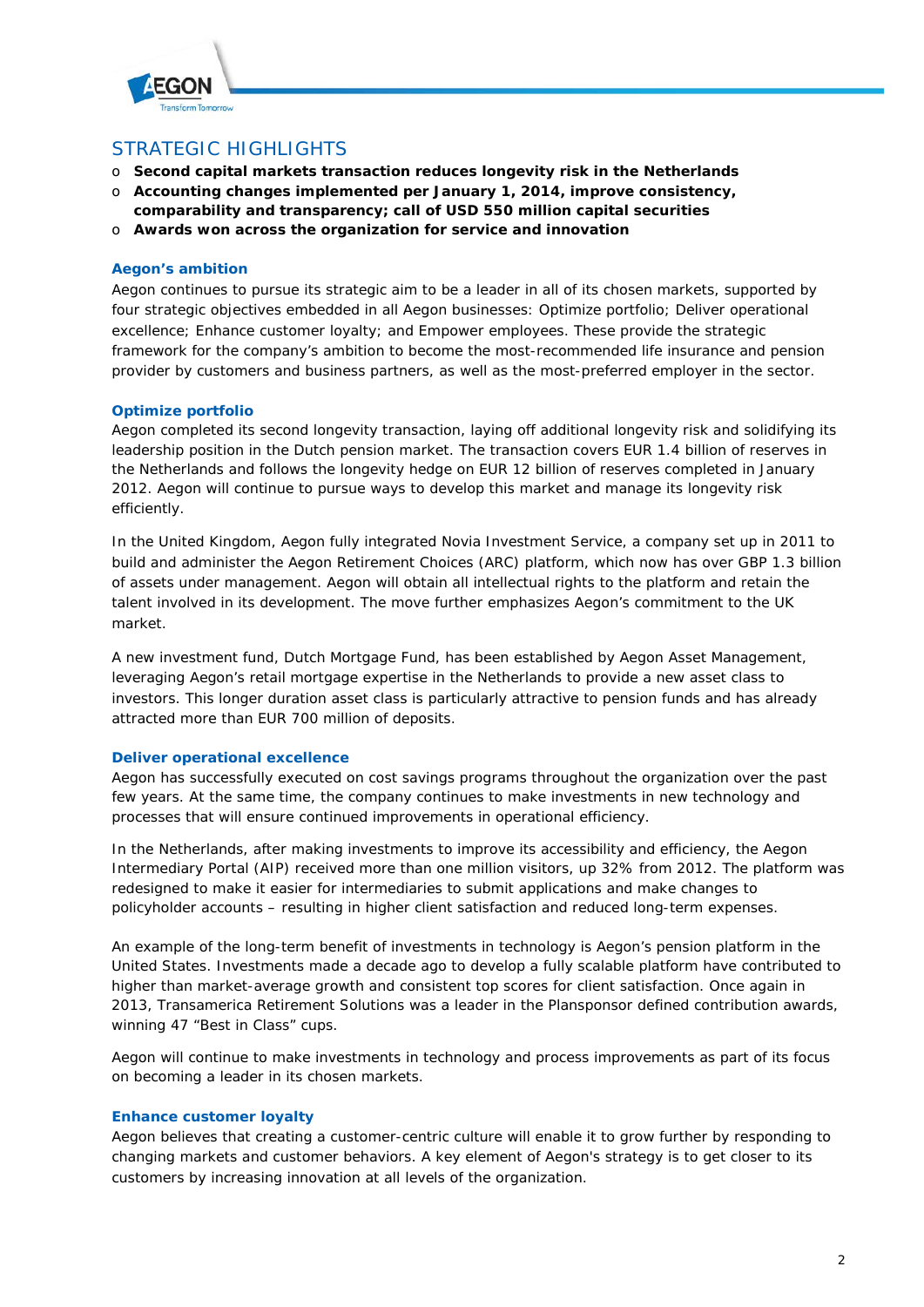## STRATEGIC HIGHLIGHTS

- **Second capital markets transaction reduces longevity risk in the Netherlands**
- **Accounting changes implemented per January 1, 2014, improve consistency, comparability and transparency; call of USD 550 million capital securities**
- **Awards won across the organization for service and innovation**

### Aegon's ambition

Aegon continues to pursue its strategic aim to be a leader in all of its chosen markets, supported by four strategic objectives embedded in all Aegon businesses: Optimize portfolio; Deliver operational excellence; Enhance customer loyalty; and Empower employees. These provide the strategic framework for the company's ambition to become the most-recommended life insurance and pension provider by customers and business partners, as well as the most-preferred employer in the sector.

### Optimize portfolio

Aegon completed its second longevity transaction, laying off additional longevity risk and solidifying its leadership position in the Dutch pension market. The transaction covers EUR 1.4 billion of reserves in the Netherlands and follows the longevity hedge on EUR 12 billion of reserves completed in January 2012. Aegon will continue to pursue ways to develop this market and manage its longevity risk efficiently.

In the United Kingdom, Aegon fully integrated Novia Investment Service, a company set up in 2011 to build and administer the Aegon Retirement Choices (ARC) platform, which now has over GBP 1.3 billion of assets under management. Aegon will obtain all intellectual rights to the platform and retain the talent involved in its development. The move further emphasizes Aegon's commitment to the UK market.

A new investment fund, Dutch Mortgage Fund, has been established by Aegon Asset Management, leveraging Aegon's retail mortgage expertise in the Netherlands to provide a new asset class to investors. This longer duration asset class is particularly attractive to pension funds and has already attracted more than EUR 700 million of deposits.

### Deliver operational excellence

Aegon has successfully executed on cost savings programs throughout the organization over the past few years. At the same time, the company continues to make investments in new technology and processes that will ensure continued improvements in operational efficiency.

In the Netherlands, after making investments to improve its accessibility and efficiency, the Aegon Intermediary Portal (AIP) received more than one million visitors, up 32% from 2012. The platform was redesigned to make it easier for intermediaries to submit applications and make changes to policyholder accounts – resulting in higher client satisfaction and reduced long-term expenses.

An example of the long-term benefit of investments in technology is Aegon's pension platform in the United States. Investments made a decade ago to develop a fully scalable platform have contributed to higher than market-average growth and consistent top scores for client satisfaction. Once again in 2013, Transamerica Retirement Solutions was a leader in the Plansponsor defined contribution awards, winning 47 "Best in Class" cups.

Aegon will continue to make investments in technology and process improvements as part of its focus on becoming a leader in its chosen markets.

### Enhance customer loyalty

Aegon believes that creating a customer-centric culture will enable it to grow further by responding to changing markets and customer behaviors. A key element of Aegon's strategy is to get closer to its customers by increasing innovation at all levels of the organization.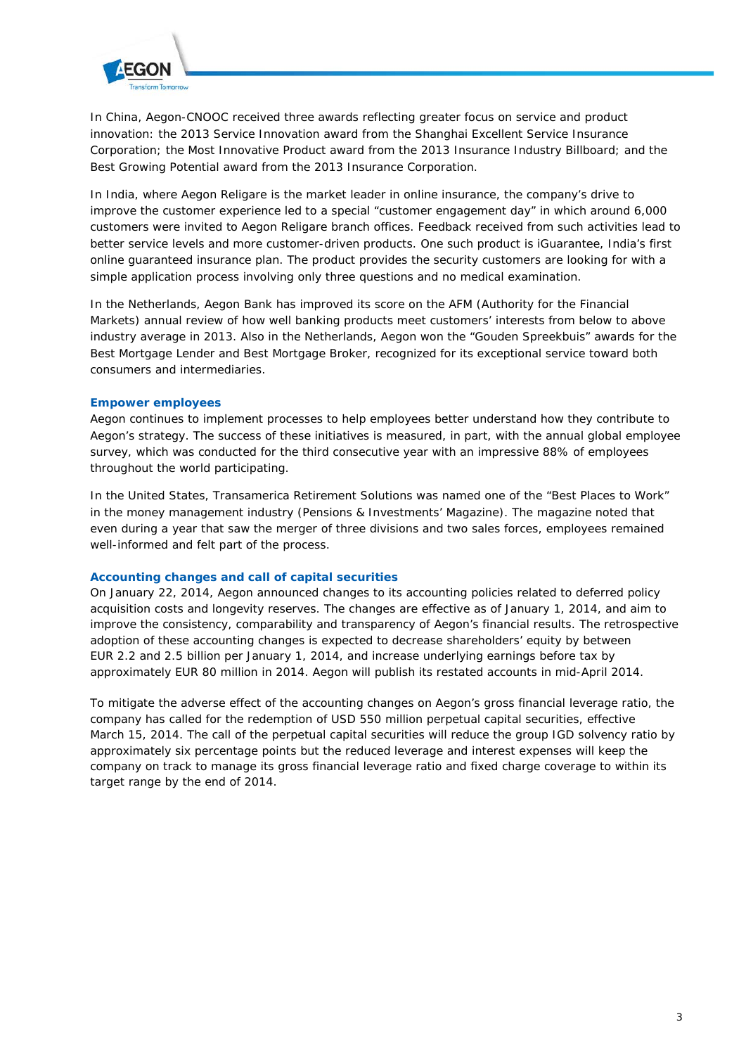In China, Aegon-CNOOC received three awards reflecting greater focus on service and product innovation: the 2013 Service Innovation award from the Shanghai Excellent Service Insurance Corporation; the Most Innovative Product award from the 2013 Insurance Industry Billboard; and the Best Growing Potential award from the 2013 Insurance Corporation.

In India, where Aegon Religare is the market leader in online insurance, the company's drive to improve the customer experience led to a special "customer engagement day" in which around 6,000 customers were invited to Aegon Religare branch offices. Feedback received from such activities lead to better service levels and more customer-driven products. One such product is iGuarantee, India's first online guaranteed insurance plan. The product provides the security customers are looking for with a simple application process involving only three questions and no medical examination.

In the Netherlands, Aegon Bank has improved its score on the AFM (Authority for the Financial Markets) annual review of how well banking products meet customers' interests from below to above industry average in 2013. Also in the Netherlands, Aegon won the "Gouden Spreekbuis" awards for the Best Mortgage Lender and Best Mortgage Broker, recognized for its exceptional service toward both consumers and intermediaries.

### Empower employees

Aegon continues to implement processes to help employees better understand how they contribute to Aegon's strategy. The success of these initiatives is measured, in part, with the annual global employee survey, which was conducted for the third consecutive year with an impressive 88% of employees throughout the world participating.

In the United States, Transamerica Retirement Solutions was named one of the "Best Places to Work" in the money management industry (Pensions & Investments' Magazine). The magazine noted that even during a year that saw the merger of three divisions and two sales forces, employees remained well-informed and felt part of the process.

### Accounting changes and call of capital securities

On January 22, 2014, Aegon announced changes to its accounting policies related to deferred policy acquisition costs and longevity reserves. The changes are effective as of January 1, 2014, and aim to improve the consistency, comparability and transparency of Aegon's financial results. The retrospective adoption of these accounting changes is expected to decrease shareholders' equity by between EUR 2.2 and 2.5 billion per January 1, 2014, and increase underlying earnings before tax by approximately EUR 80 million in 2014. Aegon will publish its restated accounts in mid-April 2014.

To mitigate the adverse effect of the accounting changes on Aegon's gross financial leverage ratio, the company has called for the redemption of USD 550 million perpetual capital securities, effective March 15, 2014. The call of the perpetual capital securities will reduce the group IGD solvency ratio by approximately six percentage points but the reduced leverage and interest expenses will keep the company on track to manage its gross financial leverage ratio and fixed charge coverage to within its target range by the end of 2014.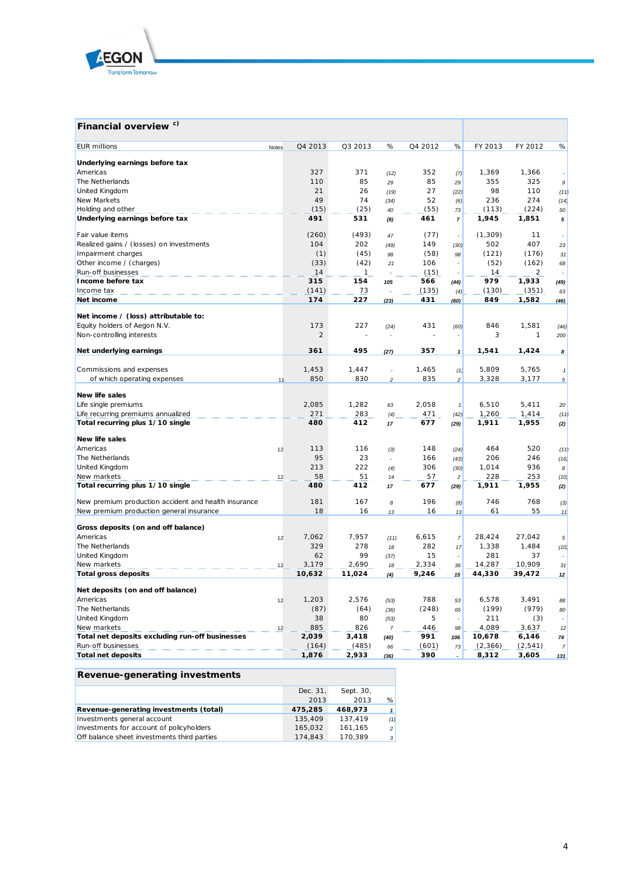## Financial overview c)

| EUR millions | Notes | Q4 2013 | Q3 2013 | % | Q4 2012 | % | FY 2013 | FY 2012 | % |
|---|---|---|---|---|---|---|---|---|---|
| **Underlying earnings before tax** | | | | | | | | | |
| Americas | | 327 | 371 | (12) | 352 | (7) | 1,369 | 1,366 | - |
| The Netherlands | | 110 | 85 | 29 | 85 | 29 | 355 | 325 | 9 |
| United Kingdom | | 21 | 26 | (19) | 27 | (22) | 98 | 110 | (11) |
| New Markets | | 49 | 74 | (34) | 52 | (6) | 236 | 274 | (14) |
| Holding and other | | (15) | (25) | 40 | (55) | 73 | (113) | (224) | 50 |
| **Underlying earnings before tax** | | **491** | **531** | **(8)** | **461** | **7** | **1,945** | **1,851** | **5** |
| Fair value items | | (260) | (493) | 47 | (77) | - | (1,309) | 11 | - |
| Realized gains / (losses) on investments | | 104 | 202 | (49) | 149 | (30) | 502 | 407 | 23 |
| Impairment charges | | (1) | (45) | 98 | (58) | 98 | (121) | (176) | 31 |
| Other income / (charges) | | (33) | (42) | 21 | 106 | - | (52) | (162) | 68 |
| Run-off businesses | | 14 | 1 | - | (15) | - | 14 | 2 | - |
| **Income before tax** | | **315** | **154** | **105** | **566** | **(44)** | **979** | **1,933** | **(49)** |
| Income tax | | (141) | 73 | - | (135) | (4) | (130) | (351) | 63 |
| **Net income** | | **174** | **227** | **(23)** | **431** | **(60)** | **849** | **1,582** | **(46)** |
| **Net income / (loss) attributable to:** | | | | | | | | | |
| Equity holders of Aegon N.V. | | 173 | 227 | (24) | 431 | (60) | 846 | 1,581 | (46) |
| Non-controlling interests | | 2 | - | - | - | - | 3 | 1 | 200 |
| **Net underlying earnings** | | **361** | **495** | **(27)** | **357** | **1** | **1,541** | **1,424** | **8** |
| Commissions and expenses | | 1,453 | 1,447 | - | 1,465 | (1) | 5,809 | 5,765 | 1 |
| of which operating expenses | 11 | 850 | 830 | 2 | 835 | 2 | 3,328 | 3,177 | 5 |
| **New life sales** | | | | | | | | | |
| Life single premiums | | 2,085 | 1,282 | 63 | 2,058 | 1 | 6,510 | 5,411 | 20 |
| Life recurring premiums annualized | | 271 | 283 | (4) | 471 | (42) | 1,260 | 1,414 | (11) |
| **Total recurring plus 1/10 single** | | **480** | **412** | **17** | **677** | **(29)** | **1,911** | **1,955** | **(2)** |
| **New life sales** | | | | | | | | | |
| Americas | 12 | 113 | 116 | (3) | 148 | (24) | 464 | 520 | (11) |
| The Netherlands | | 95 | 23 | - | 166 | (43) | 206 | 246 | (16) |
| United Kingdom | | 213 | 222 | (4) | 306 | (30) | 1,014 | 936 | 8 |
| New markets | 12 | 58 | 51 | 14 | 57 | 2 | 228 | 253 | (10) |
| **Total recurring plus 1/10 single** | | **480** | **412** | **17** | **677** | **(29)** | **1,911** | **1,955** | **(2)** |
| New premium production accident and health insurance | | 181 | 167 | 8 | 196 | (8) | 746 | 768 | (3) |
| New premium production general insurance | | 18 | 16 | 13 | 16 | 13 | 61 | 55 | 11 |
| **Gross deposits (on and off balance)** | | | | | | | | | |
| Americas | 12 | 7,062 | 7,957 | (11) | 6,615 | 7 | 28,424 | 27,042 | 5 |
| The Netherlands | | 329 | 278 | 18 | 282 | 17 | 1,338 | 1,484 | (10) |
| United Kingdom | | 62 | 99 | (37) | 15 | - | 281 | 37 | - |
| New markets | 12 | 3,179 | 2,690 | 18 | 2,334 | 36 | 14,287 | 10,909 | 31 |
| **Total gross deposits** | | **10,632** | **11,024** | **(4)** | **9,246** | **15** | **44,330** | **39,472** | **12** |
| **Net deposits (on and off balance)** | | | | | | | | | |
| Americas | 12 | 1,203 | 2,576 | (53) | 788 | 53 | 6,578 | 3,491 | 88 |
| The Netherlands | | (87) | (64) | (36) | (248) | 65 | (199) | (979) | 80 |
| United Kingdom | | 38 | 80 | (53) | 5 | - | 211 | (3) | - |
| New markets | 12 | 885 | 826 | 7 | 446 | 98 | 4,089 | 3,637 | 12 |
| **Total net deposits excluding run-off businesses** | | **2,039** | **3,418** | **(40)** | **991** | **106** | **10,678** | **6,146** | **74** |
| Run-off businesses | | (164) | (485) | 66 | (601) | 73 | (2,366) | (2,541) | 7 |
| **Total net deposits** | | **1,876** | **2,933** | **(36)** | **390** | **-** | **8,312** | **3,605** | **131** |

## Revenue-generating investments

| | Dec. 31, 2013 | Sept. 30, 2013 | % |
|---|---|---|---|
| **Revenue-generating investments (total)** | **475,285** | **468,973** | **1** |
| Investments general account | 135,409 | 137,419 | (1) |
| Investments for account of policyholders | 165,032 | 161,165 | 2 |
| Off balance sheet investments third parties | 174,843 | 170,389 | 3 |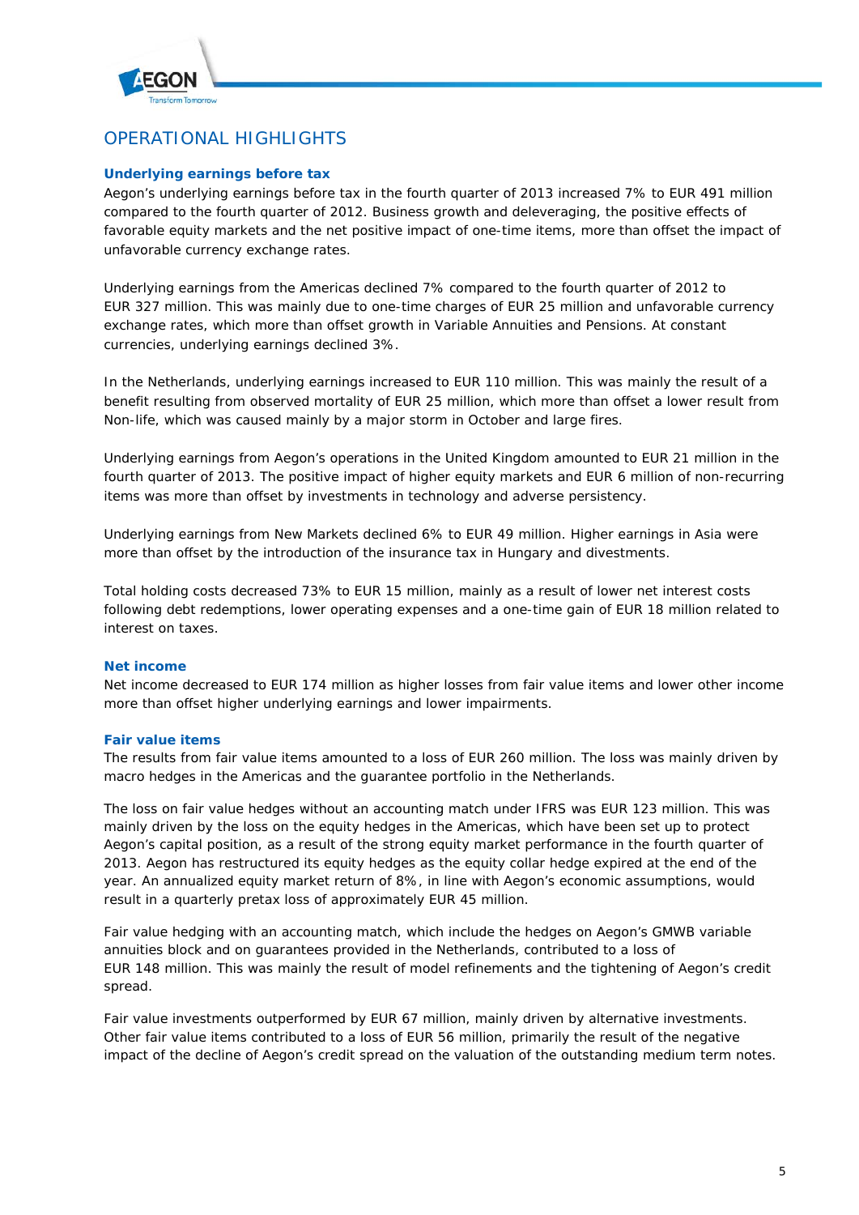## OPERATIONAL HIGHLIGHTS

### Underlying earnings before tax

Aegon's underlying earnings before tax in the fourth quarter of 2013 increased 7% to EUR 491 million compared to the fourth quarter of 2012. Business growth and deleveraging, the positive effects of favorable equity markets and the net positive impact of one-time items, more than offset the impact of unfavorable currency exchange rates.

Underlying earnings from the Americas declined 7% compared to the fourth quarter of 2012 to EUR 327 million. This was mainly due to one-time charges of EUR 25 million and unfavorable currency exchange rates, which more than offset growth in Variable Annuities and Pensions. At constant currencies, underlying earnings declined 3%.

In the Netherlands, underlying earnings increased to EUR 110 million. This was mainly the result of a benefit resulting from observed mortality of EUR 25 million, which more than offset a lower result from Non-life, which was caused mainly by a major storm in October and large fires.

Underlying earnings from Aegon's operations in the United Kingdom amounted to EUR 21 million in the fourth quarter of 2013. The positive impact of higher equity markets and EUR 6 million of non-recurring items was more than offset by investments in technology and adverse persistency.

Underlying earnings from New Markets declined 6% to EUR 49 million. Higher earnings in Asia were more than offset by the introduction of the insurance tax in Hungary and divestments.

Total holding costs decreased 73% to EUR 15 million, mainly as a result of lower net interest costs following debt redemptions, lower operating expenses and a one-time gain of EUR 18 million related to interest on taxes.

### Net income

Net income decreased to EUR 174 million as higher losses from fair value items and lower other income more than offset higher underlying earnings and lower impairments.

### Fair value items

The results from fair value items amounted to a loss of EUR 260 million. The loss was mainly driven by macro hedges in the Americas and the guarantee portfolio in the Netherlands.

The loss on fair value hedges without an accounting match under IFRS was EUR 123 million. This was mainly driven by the loss on the equity hedges in the Americas, which have been set up to protect Aegon's capital position, as a result of the strong equity market performance in the fourth quarter of 2013. Aegon has restructured its equity hedges as the equity collar hedge expired at the end of the year. An annualized equity market return of 8%, in line with Aegon's economic assumptions, would result in a quarterly pretax loss of approximately EUR 45 million.

Fair value hedging with an accounting match, which include the hedges on Aegon's GMWB variable annuities block and on guarantees provided in the Netherlands, contributed to a loss of EUR 148 million. This was mainly the result of model refinements and the tightening of Aegon's credit spread.

Fair value investments outperformed by EUR 67 million, mainly driven by alternative investments. Other fair value items contributed to a loss of EUR 56 million, primarily the result of the negative impact of the decline of Aegon's credit spread on the valuation of the outstanding medium term notes.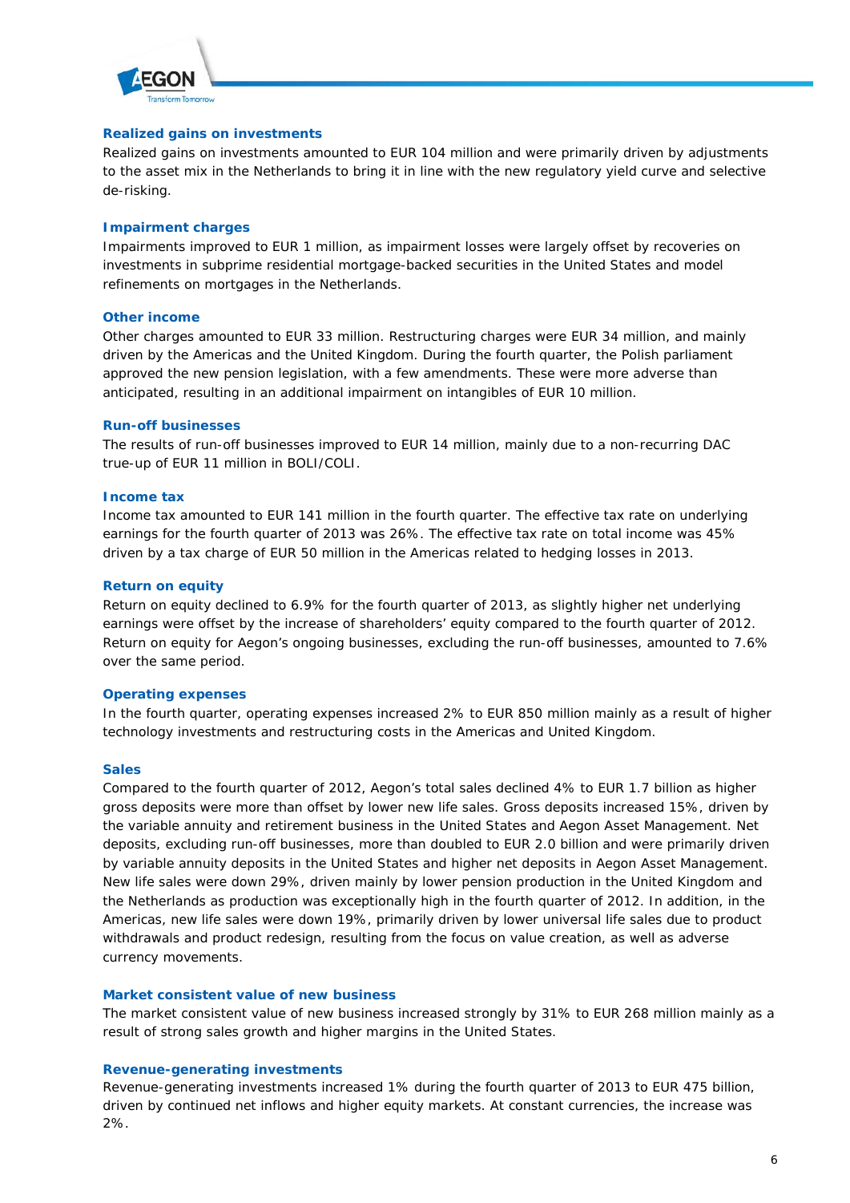### Realized gains on investments

Realized gains on investments amounted to EUR 104 million and were primarily driven by adjustments to the asset mix in the Netherlands to bring it in line with the new regulatory yield curve and selective de-risking.

### Impairment charges

Impairments improved to EUR 1 million, as impairment losses were largely offset by recoveries on investments in subprime residential mortgage-backed securities in the United States and model refinements on mortgages in the Netherlands.

### Other income

Other charges amounted to EUR 33 million. Restructuring charges were EUR 34 million, and mainly driven by the Americas and the United Kingdom. During the fourth quarter, the Polish parliament approved the new pension legislation, with a few amendments. These were more adverse than anticipated, resulting in an additional impairment on intangibles of EUR 10 million.

### Run-off businesses

The results of run-off businesses improved to EUR 14 million, mainly due to a non-recurring DAC true-up of EUR 11 million in BOLI/COLI.

### Income tax

Income tax amounted to EUR 141 million in the fourth quarter. The effective tax rate on underlying earnings for the fourth quarter of 2013 was 26%. The effective tax rate on total income was 45% driven by a tax charge of EUR 50 million in the Americas related to hedging losses in 2013.

### Return on equity

Return on equity declined to 6.9% for the fourth quarter of 2013, as slightly higher net underlying earnings were offset by the increase of shareholders' equity compared to the fourth quarter of 2012. Return on equity for Aegon's ongoing businesses, excluding the run-off businesses, amounted to 7.6% over the same period.

### Operating expenses

In the fourth quarter, operating expenses increased 2% to EUR 850 million mainly as a result of higher technology investments and restructuring costs in the Americas and United Kingdom.

### Sales

Compared to the fourth quarter of 2012, Aegon's total sales declined 4% to EUR 1.7 billion as higher gross deposits were more than offset by lower new life sales. Gross deposits increased 15%, driven by the variable annuity and retirement business in the United States and Aegon Asset Management. Net deposits, excluding run-off businesses, more than doubled to EUR 2.0 billion and were primarily driven by variable annuity deposits in the United States and higher net deposits in Aegon Asset Management. New life sales were down 29%, driven mainly by lower pension production in the United Kingdom and the Netherlands as production was exceptionally high in the fourth quarter of 2012. In addition, in the Americas, new life sales were down 19%, primarily driven by lower universal life sales due to product withdrawals and product redesign, resulting from the focus on value creation, as well as adverse currency movements.

### Market consistent value of new business

The market consistent value of new business increased strongly by 31% to EUR 268 million mainly as a result of strong sales growth and higher margins in the United States.

### Revenue-generating investments

Revenue-generating investments increased 1% during the fourth quarter of 2013 to EUR 475 billion, driven by continued net inflows and higher equity markets. At constant currencies, the increase was 2%.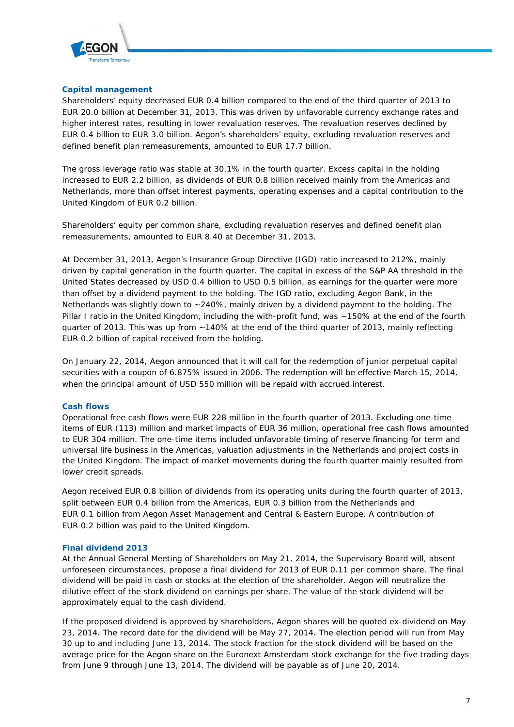### Capital management

Shareholders' equity decreased EUR 0.4 billion compared to the end of the third quarter of 2013 to EUR 20.0 billion at December 31, 2013. This was driven by unfavorable currency exchange rates and higher interest rates, resulting in lower revaluation reserves. The revaluation reserves declined by EUR 0.4 billion to EUR 3.0 billion. Aegon's shareholders' equity, excluding revaluation reserves and defined benefit plan remeasurements, amounted to EUR 17.7 billion.

The gross leverage ratio was stable at 30.1% in the fourth quarter. Excess capital in the holding increased to EUR 2.2 billion, as dividends of EUR 0.8 billion received mainly from the Americas and Netherlands, more than offset interest payments, operating expenses and a capital contribution to the United Kingdom of EUR 0.2 billion.

Shareholders' equity per common share, excluding revaluation reserves and defined benefit plan remeasurements, amounted to EUR 8.40 at December 31, 2013.

At December 31, 2013, Aegon's Insurance Group Directive (IGD) ratio increased to 212%, mainly driven by capital generation in the fourth quarter. The capital in excess of the S&P AA threshold in the United States decreased by USD 0.4 billion to USD 0.5 billion, as earnings for the quarter were more than offset by a dividend payment to the holding. The IGD ratio, excluding Aegon Bank, in the Netherlands was slightly down to ~240%, mainly driven by a dividend payment to the holding. The Pillar I ratio in the United Kingdom, including the with-profit fund, was ~150% at the end of the fourth quarter of 2013. This was up from ~140% at the end of the third quarter of 2013, mainly reflecting EUR 0.2 billion of capital received from the holding.

On January 22, 2014, Aegon announced that it will call for the redemption of junior perpetual capital securities with a coupon of 6.875% issued in 2006. The redemption will be effective March 15, 2014, when the principal amount of USD 550 million will be repaid with accrued interest.

### Cash flows

Operational free cash flows were EUR 228 million in the fourth quarter of 2013. Excluding one-time items of EUR (113) million and market impacts of EUR 36 million, operational free cash flows amounted to EUR 304 million. The one-time items included unfavorable timing of reserve financing for term and universal life business in the Americas, valuation adjustments in the Netherlands and project costs in the United Kingdom. The impact of market movements during the fourth quarter mainly resulted from lower credit spreads.

Aegon received EUR 0.8 billion of dividends from its operating units during the fourth quarter of 2013, split between EUR 0.4 billion from the Americas, EUR 0.3 billion from the Netherlands and EUR 0.1 billion from Aegon Asset Management and Central & Eastern Europe. A contribution of EUR 0.2 billion was paid to the United Kingdom.

### Final dividend 2013

At the Annual General Meeting of Shareholders on May 21, 2014, the Supervisory Board will, absent unforeseen circumstances, propose a final dividend for 2013 of EUR 0.11 per common share. The final dividend will be paid in cash or stocks at the election of the shareholder. Aegon will neutralize the dilutive effect of the stock dividend on earnings per share. The value of the stock dividend will be approximately equal to the cash dividend.

If the proposed dividend is approved by shareholders, Aegon shares will be quoted ex-dividend on May 23, 2014. The record date for the dividend will be May 27, 2014. The election period will run from May 30 up to and including June 13, 2014. The stock fraction for the stock dividend will be based on the average price for the Aegon share on the Euronext Amsterdam stock exchange for the five trading days from June 9 through June 13, 2014. The dividend will be payable as of June 20, 2014.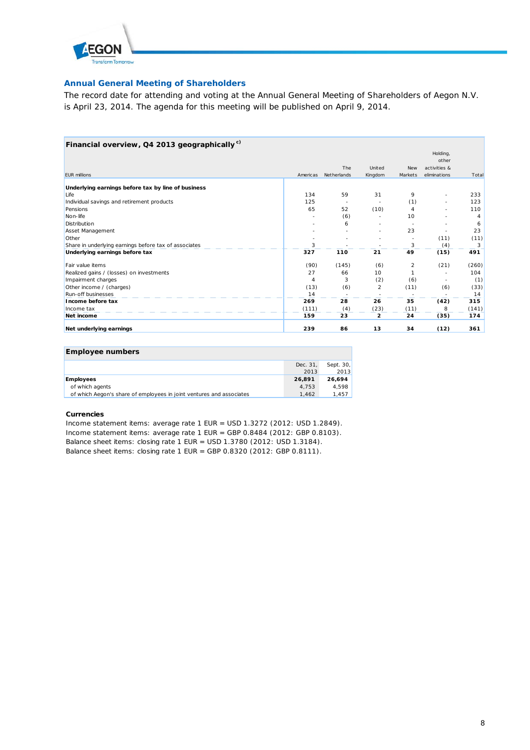## Annual General Meeting of Shareholders

The record date for attending and voting at the Annual General Meeting of Shareholders of Aegon N.V. is April 23, 2014. The agenda for this meeting will be published on April 9, 2014.

**Financial overview, Q4 2013 geographically** [c)]

| EUR millions | Americas | The Netherlands | United Kingdom | New Markets | Holding, other activities & eliminations | Total |
|---|---|---|---|---|---|---|
| **Underlying earnings before tax by line of business** | | | | | | |
| Life | 134 | 59 | 31 | 9 | - | 233 |
| Individual savings and retirement products | 125 | - | - | (1) | - | 123 |
| Pensions | 65 | 52 | (10) | 4 | - | 110 |
| Non-life | - | (6) | - | 10 | - | 4 |
| Distribution | - | 6 | - | - | - | 6 |
| Asset Management | - | - | - | 23 | - | 23 |
| Other | - | - | - | - | (11) | (11) |
| Share in underlying earnings before tax of associates | 3 | - | - | 3 | (4) | 3 |
| **Underlying earnings before tax** | **327** | **110** | **21** | **49** | **(15)** | **491** |
| | | | | | | |
| Fair value items | (90) | (145) | (6) | 2 | (21) | (260) |
| Realized gains / (losses) on investments | 27 | 66 | 10 | 1 | - | 104 |
| Impairment charges | 4 | 3 | (2) | (6) | - | (1) |
| Other income / (charges) | (13) | (6) | 2 | (11) | (6) | (33) |
| Run-off businesses | 14 | - | - | - | - | 14 |
| **Income before tax** | **269** | **28** | **26** | **35** | **(42)** | **315** |
| Income tax | (111) | (4) | (23) | (11) | 8 | (141) |
| **Net income** | **159** | **23** | **2** | **24** | **(35)** | **174** |
| | | | | | | |
| **Net underlying earnings** | **239** | **86** | **13** | **34** | **(12)** | **361** |

**Employee numbers**

| | Dec. 31, 2013 | Sept. 30, 2013 |
|---|---|---|
| **Employees** | **26,891** | **26,694** |
| of which agents | 4,753 | 4,598 |
| of which Aegon's share of employees in joint ventures and associates | 1,462 | 1,457 |

**Currencies**

Income statement items: average rate 1 EUR = USD 1.3272 (2012: USD 1.2849).
Income statement items: average rate 1 EUR = GBP 0.8484 (2012: GBP 0.8103).
Balance sheet items: closing rate 1 EUR = USD 1.3780 (2012: USD 1.3184).
Balance sheet items: closing rate 1 EUR = GBP 0.8320 (2012: GBP 0.8111).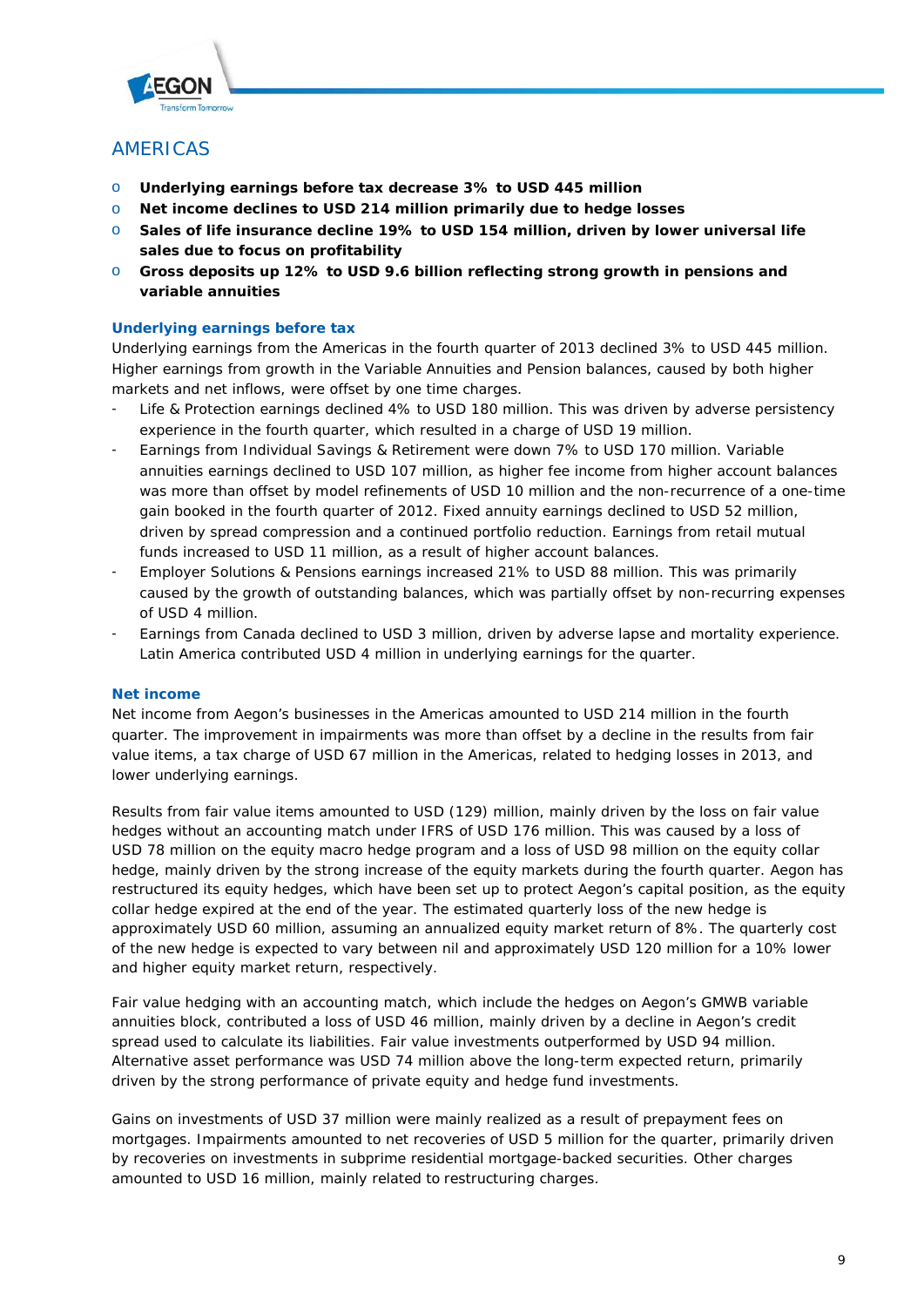## AMERICAS

- **Underlying earnings before tax decrease 3% to USD 445 million**
- **Net income declines to USD 214 million primarily due to hedge losses**
- **Sales of life insurance decline 19% to USD 154 million, driven by lower universal life sales due to focus on profitability**
- **Gross deposits up 12% to USD 9.6 billion reflecting strong growth in pensions and variable annuities**

### Underlying earnings before tax

Underlying earnings from the Americas in the fourth quarter of 2013 declined 3% to USD 445 million. Higher earnings from growth in the Variable Annuities and Pension balances, caused by both higher markets and net inflows, were offset by one time charges.

- Life & Protection earnings declined 4% to USD 180 million. This was driven by adverse persistency experience in the fourth quarter, which resulted in a charge of USD 19 million.
- Earnings from Individual Savings & Retirement were down 7% to USD 170 million. Variable annuities earnings declined to USD 107 million, as higher fee income from higher account balances was more than offset by model refinements of USD 10 million and the non-recurrence of a one-time gain booked in the fourth quarter of 2012. Fixed annuity earnings declined to USD 52 million, driven by spread compression and a continued portfolio reduction. Earnings from retail mutual funds increased to USD 11 million, as a result of higher account balances.
- Employer Solutions & Pensions earnings increased 21% to USD 88 million. This was primarily caused by the growth of outstanding balances, which was partially offset by non-recurring expenses of USD 4 million.
- Earnings from Canada declined to USD 3 million, driven by adverse lapse and mortality experience. Latin America contributed USD 4 million in underlying earnings for the quarter.

### Net income

Net income from Aegon's businesses in the Americas amounted to USD 214 million in the fourth quarter. The improvement in impairments was more than offset by a decline in the results from fair value items, a tax charge of USD 67 million in the Americas, related to hedging losses in 2013, and lower underlying earnings.

Results from fair value items amounted to USD (129) million, mainly driven by the loss on fair value hedges without an accounting match under IFRS of USD 176 million. This was caused by a loss of USD 78 million on the equity macro hedge program and a loss of USD 98 million on the equity collar hedge, mainly driven by the strong increase of the equity markets during the fourth quarter. Aegon has restructured its equity hedges, which have been set up to protect Aegon's capital position, as the equity collar hedge expired at the end of the year. The estimated quarterly loss of the new hedge is approximately USD 60 million, assuming an annualized equity market return of 8%. The quarterly cost of the new hedge is expected to vary between nil and approximately USD 120 million for a 10% lower and higher equity market return, respectively.

Fair value hedging with an accounting match, which include the hedges on Aegon's GMWB variable annuities block, contributed a loss of USD 46 million, mainly driven by a decline in Aegon's credit spread used to calculate its liabilities. Fair value investments outperformed by USD 94 million. Alternative asset performance was USD 74 million above the long-term expected return, primarily driven by the strong performance of private equity and hedge fund investments.

Gains on investments of USD 37 million were mainly realized as a result of prepayment fees on mortgages. Impairments amounted to net recoveries of USD 5 million for the quarter, primarily driven by recoveries on investments in subprime residential mortgage-backed securities. Other charges amounted to USD 16 million, mainly related to restructuring charges.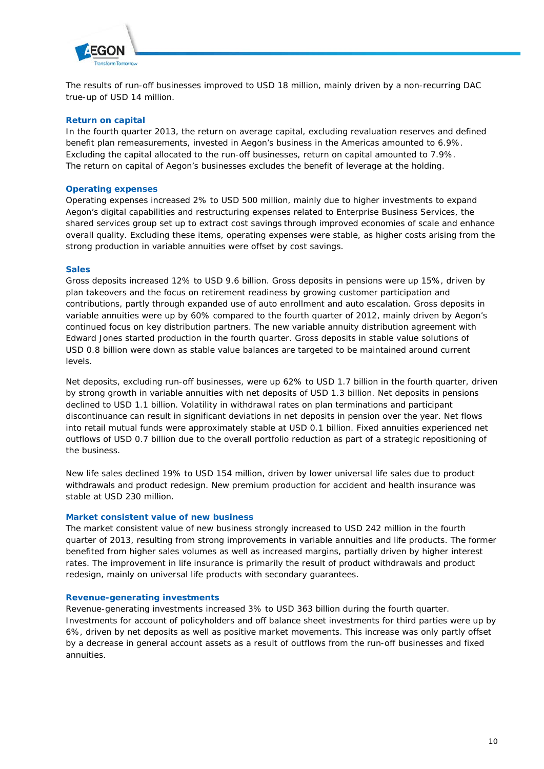The results of run-off businesses improved to USD 18 million, mainly driven by a non-recurring DAC true-up of USD 14 million.

### Return on capital

In the fourth quarter 2013, the return on average capital, excluding revaluation reserves and defined benefit plan remeasurements, invested in Aegon's business in the Americas amounted to 6.9%. Excluding the capital allocated to the run-off businesses, return on capital amounted to 7.9%. The return on capital of Aegon's businesses excludes the benefit of leverage at the holding.

### Operating expenses

Operating expenses increased 2% to USD 500 million, mainly due to higher investments to expand Aegon's digital capabilities and restructuring expenses related to Enterprise Business Services, the shared services group set up to extract cost savings through improved economies of scale and enhance overall quality. Excluding these items, operating expenses were stable, as higher costs arising from the strong production in variable annuities were offset by cost savings.

### Sales

Gross deposits increased 12% to USD 9.6 billion. Gross deposits in pensions were up 15%, driven by plan takeovers and the focus on retirement readiness by growing customer participation and contributions, partly through expanded use of auto enrollment and auto escalation. Gross deposits in variable annuities were up by 60% compared to the fourth quarter of 2012, mainly driven by Aegon's continued focus on key distribution partners. The new variable annuity distribution agreement with Edward Jones started production in the fourth quarter. Gross deposits in stable value solutions of USD 0.8 billion were down as stable value balances are targeted to be maintained around current levels.

Net deposits, excluding run-off businesses, were up 62% to USD 1.7 billion in the fourth quarter, driven by strong growth in variable annuities with net deposits of USD 1.3 billion. Net deposits in pensions declined to USD 1.1 billion. Volatility in withdrawal rates on plan terminations and participant discontinuance can result in significant deviations in net deposits in pension over the year. Net flows into retail mutual funds were approximately stable at USD 0.1 billion. Fixed annuities experienced net outflows of USD 0.7 billion due to the overall portfolio reduction as part of a strategic repositioning of the business.

New life sales declined 19% to USD 154 million, driven by lower universal life sales due to product withdrawals and product redesign. New premium production for accident and health insurance was stable at USD 230 million.

### Market consistent value of new business

The market consistent value of new business strongly increased to USD 242 million in the fourth quarter of 2013, resulting from strong improvements in variable annuities and life products. The former benefited from higher sales volumes as well as increased margins, partially driven by higher interest rates. The improvement in life insurance is primarily the result of product withdrawals and product redesign, mainly on universal life products with secondary guarantees.

### Revenue-generating investments

Revenue-generating investments increased 3% to USD 363 billion during the fourth quarter. Investments for account of policyholders and off balance sheet investments for third parties were up by 6%, driven by net deposits as well as positive market movements. This increase was only partly offset by a decrease in general account assets as a result of outflows from the run-off businesses and fixed annuities.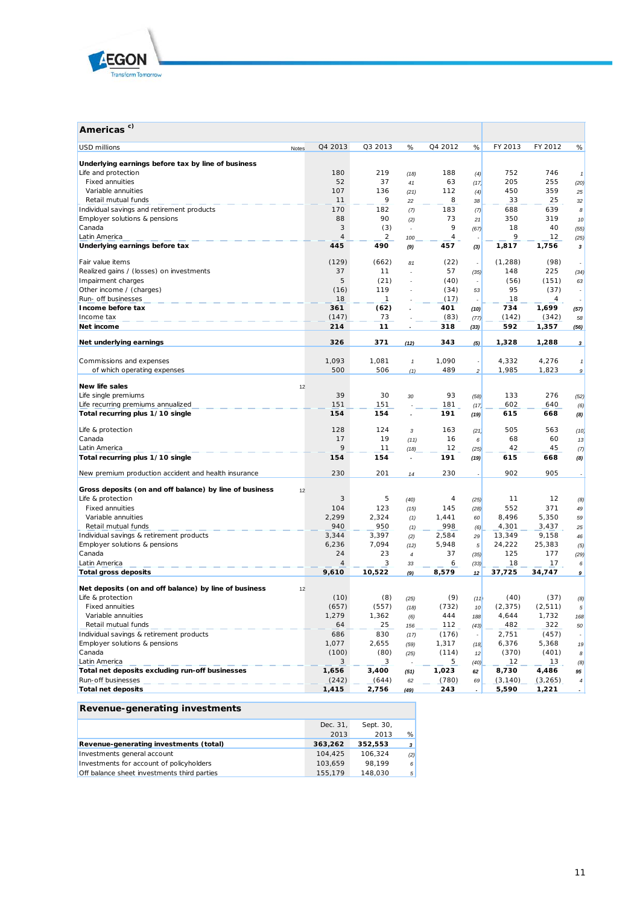## Americas [c)]

| USD millions | Notes | Q4 2013 | Q3 2013 | % | Q4 2012 | % | FY 2013 | FY 2012 | % |
|---|---|---|---|---|---|---|---|---|---|
| **Underlying earnings before tax by line of business** | | | | | | | | | |
| Life and protection | | 180 | 219 | (18) | 188 | (4) | 752 | 746 | 1 |
| Fixed annuities | | 52 | 37 | 41 | 63 | (17) | 205 | 255 | (20) |
| Variable annuities | | 107 | 136 | (21) | 112 | (4) | 450 | 359 | 25 |
| Retail mutual funds | | 11 | 9 | 22 | 8 | 38 | 33 | 25 | 32 |
| Individual savings and retirement products | | 170 | 182 | (7) | 183 | (7) | 688 | 639 | 8 |
| Employer solutions & pensions | | 88 | 90 | (2) | 73 | 21 | 350 | 319 | 10 |
| Canada | | 3 | (3) | - | 9 | (67) | 18 | 40 | (55) |
| Latin America | | 4 | 2 | 100 | 4 | - | 9 | 12 | (25) |
| **Underlying earnings before tax** | | **445** | **490** | **(9)** | **457** | **(3)** | **1,817** | **1,756** | **3** |
| | | | | | | | | | |
| Fair value items | | (129) | (662) | 81 | (22) | - | (1,288) | (98) | - |
| Realized gains / (losses) on investments | | 37 | 11 | - | 57 | (35) | 148 | 225 | (34) |
| Impairment charges | | 5 | (21) | - | (40) | - | (56) | (151) | 63 |
| Other income / (charges) | | (16) | 119 | - | (34) | 53 | 95 | (37) | - |
| Run- off businesses | | 18 | 1 | - | (17) | - | 18 | 4 | - |
| **Income before tax** | | **361** | **(62)** | - | **401** | **(10)** | **734** | **1,699** | **(57)** |
| Income tax | | (147) | 73 | - | (83) | (77) | (142) | (342) | 58 |
| **Net income** | | **214** | **11** | - | **318** | **(33)** | **592** | **1,357** | **(56)** |
| | | | | | | | | | |
| **Net underlying earnings** | | **326** | **371** | **(12)** | **343** | **(5)** | **1,328** | **1,288** | **3** |
| | | | | | | | | | |
| Commissions and expenses | | 1,093 | 1,081 | 1 | 1,090 | - | 4,332 | 4,276 | 1 |
| of which operating expenses | | 500 | 506 | (1) | 489 | 2 | 1,985 | 1,823 | 9 |
| | | | | | | | | | |
| **New life sales** | 12 | | | | | | | | |
| Life single premiums | | 39 | 30 | 30 | 93 | (58) | 133 | 276 | (52) |
| Life recurring premiums annualized | | 151 | 151 | - | 181 | (17) | 602 | 640 | (6) |
| **Total recurring plus 1/10 single** | | **154** | **154** | - | **191** | **(19)** | **615** | **668** | **(8)** |
| | | | | | | | | | |
| Life & protection | | 128 | 124 | 3 | 163 | (21) | 505 | 563 | (10) |
| Canada | | 17 | 19 | (11) | 16 | 6 | 68 | 60 | 13 |
| Latin America | | 9 | 11 | (18) | 12 | (25) | 42 | 45 | (7) |
| **Total recurring plus 1/10 single** | | **154** | **154** | - | **191** | **(19)** | **615** | **668** | **(8)** |
| | | | | | | | | | |
| New premium production accident and health insurance | | 230 | 201 | 14 | 230 | - | 902 | 905 | - |
| | | | | | | | | | |
| **Gross deposits (on and off balance) by line of business** | 12 | | | | | | | | |
| Life & protection | | 3 | 5 | (40) | 4 | (25) | 11 | 12 | (8) |
| Fixed annuities | | 104 | 123 | (15) | 145 | (28) | 552 | 371 | 49 |
| Variable annuities | | 2,299 | 2,324 | (1) | 1,441 | 60 | 8,496 | 5,350 | 59 |
| Retail mutual funds | | 940 | 950 | (1) | 998 | (6) | 4,301 | 3,437 | 25 |
| Individual savings & retirement products | | 3,344 | 3,397 | (2) | 2,584 | 29 | 13,349 | 9,158 | 46 |
| Employer solutions & pensions | | 6,236 | 7,094 | (12) | 5,948 | 5 | 24,222 | 25,383 | (5) |
| Canada | | 24 | 23 | 4 | 37 | (35) | 125 | 177 | (29) |
| Latin America | | 4 | 3 | 33 | 6 | (33) | 18 | 17 | 6 |
| **Total gross deposits** | | **9,610** | **10,522** | **(9)** | **8,579** | **12** | **37,725** | **34,747** | **9** |
| | | | | | | | | | |
| **Net deposits (on and off balance) by line of business** | 12 | | | | | | | | |
| Life & protection | | (10) | (8) | (25) | (9) | (11) | (40) | (37) | (8) |
| Fixed annuities | | (657) | (557) | (18) | (732) | 10 | (2,375) | (2,511) | 5 |
| Variable annuities | | 1,279 | 1,362 | (6) | 444 | 188 | 4,644 | 1,732 | 168 |
| Retail mutual funds | | 64 | 25 | 156 | 112 | (43) | 482 | 322 | 50 |
| Individual savings & retirement products | | 686 | 830 | (17) | (176) | - | 2,751 | (457) | - |
| Employer solutions & pensions | | 1,077 | 2,655 | (59) | 1,317 | (18) | 6,376 | 5,368 | 19 |
| Canada | | (100) | (80) | (25) | (114) | 12 | (370) | (401) | 8 |
| Latin America | | 3 | 3 | - | 5 | (40) | 12 | 13 | (8) |
| **Total net deposits excluding run-off businesses** | | **1,656** | **3,400** | **(51)** | **1,023** | **62** | **8,730** | **4,486** | **95** |
| Run-off businesses | | (242) | (644) | 62 | (780) | 69 | (3,140) | (3,265) | 4 |
| **Total net deposits** | | **1,415** | **2,756** | **(49)** | **243** | - | **5,590** | **1,221** | - |

## Revenue-generating investments

| | Dec. 31, 2013 | Sept. 30, 2013 | % |
|---|---|---|---|
| **Revenue-generating investments (total)** | **363,262** | **352,553** | **3** |
| Investments general account | 104,425 | 106,324 | (2) |
| Investments for account of policyholders | 103,659 | 98,199 | 6 |
| Off balance sheet investments third parties | 155,179 | 148,030 | 5 |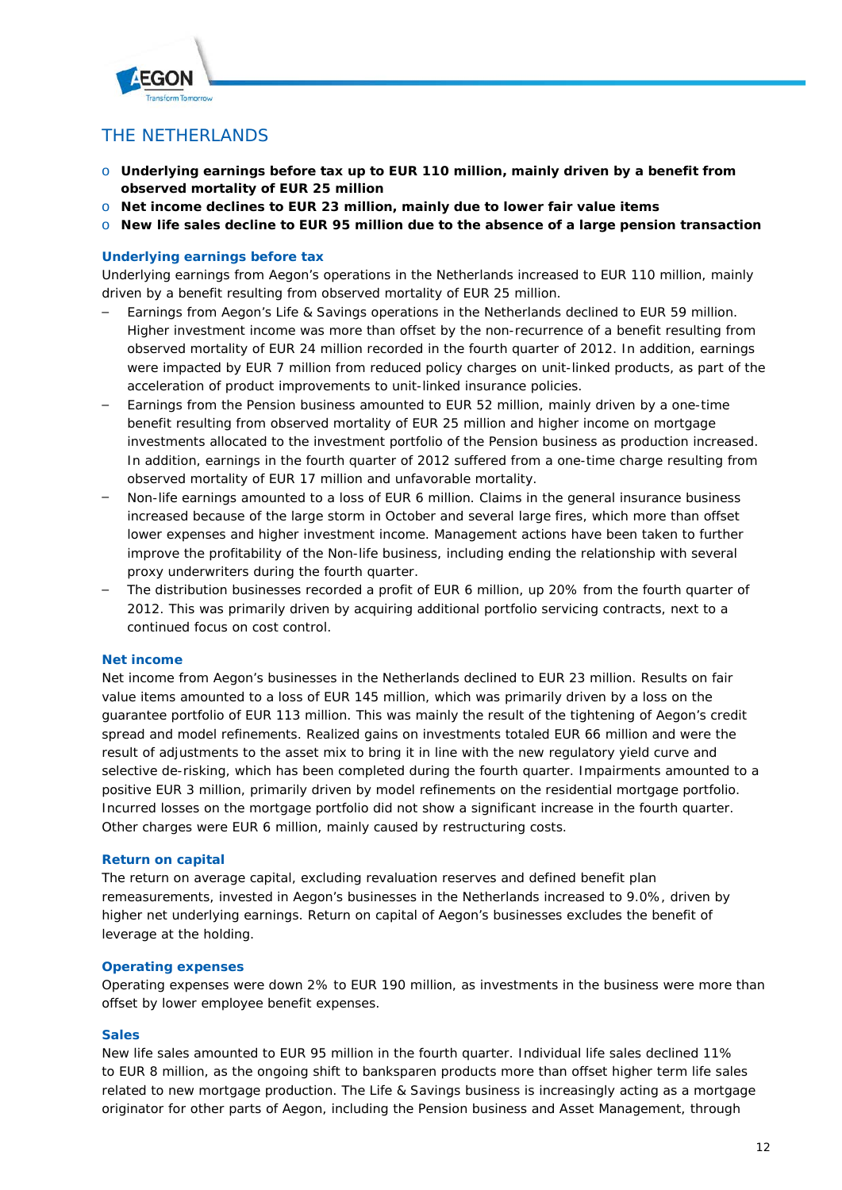## THE NETHERLANDS

- **Underlying earnings before tax up to EUR 110 million, mainly driven by a benefit from observed mortality of EUR 25 million**
- **Net income declines to EUR 23 million, mainly due to lower fair value items**
- **New life sales decline to EUR 95 million due to the absence of a large pension transaction**

### Underlying earnings before tax

Underlying earnings from Aegon's operations in the Netherlands increased to EUR 110 million, mainly driven by a benefit resulting from observed mortality of EUR 25 million.

- Earnings from Aegon's Life & Savings operations in the Netherlands declined to EUR 59 million. Higher investment income was more than offset by the non-recurrence of a benefit resulting from observed mortality of EUR 24 million recorded in the fourth quarter of 2012. In addition, earnings were impacted by EUR 7 million from reduced policy charges on unit-linked products, as part of the acceleration of product improvements to unit-linked insurance policies.
- Earnings from the Pension business amounted to EUR 52 million, mainly driven by a one-time benefit resulting from observed mortality of EUR 25 million and higher income on mortgage investments allocated to the investment portfolio of the Pension business as production increased. In addition, earnings in the fourth quarter of 2012 suffered from a one-time charge resulting from observed mortality of EUR 17 million and unfavorable mortality.
- Non-life earnings amounted to a loss of EUR 6 million. Claims in the general insurance business increased because of the large storm in October and several large fires, which more than offset lower expenses and higher investment income. Management actions have been taken to further improve the profitability of the Non-life business, including ending the relationship with several proxy underwriters during the fourth quarter.
- The distribution businesses recorded a profit of EUR 6 million, up 20% from the fourth quarter of 2012. This was primarily driven by acquiring additional portfolio servicing contracts, next to a continued focus on cost control.

### Net income

Net income from Aegon's businesses in the Netherlands declined to EUR 23 million. Results on fair value items amounted to a loss of EUR 145 million, which was primarily driven by a loss on the guarantee portfolio of EUR 113 million. This was mainly the result of the tightening of Aegon's credit spread and model refinements. Realized gains on investments totaled EUR 66 million and were the result of adjustments to the asset mix to bring it in line with the new regulatory yield curve and selective de-risking, which has been completed during the fourth quarter. Impairments amounted to a positive EUR 3 million, primarily driven by model refinements on the residential mortgage portfolio. Incurred losses on the mortgage portfolio did not show a significant increase in the fourth quarter. Other charges were EUR 6 million, mainly caused by restructuring costs.

### Return on capital

The return on average capital, excluding revaluation reserves and defined benefit plan remeasurements, invested in Aegon's businesses in the Netherlands increased to 9.0%, driven by higher net underlying earnings. Return on capital of Aegon's businesses excludes the benefit of leverage at the holding.

### Operating expenses

Operating expenses were down 2% to EUR 190 million, as investments in the business were more than offset by lower employee benefit expenses.

### Sales

New life sales amounted to EUR 95 million in the fourth quarter. Individual life sales declined 11% to EUR 8 million, as the ongoing shift to banksparen products more than offset higher term life sales related to new mortgage production. The Life & Savings business is increasingly acting as a mortgage originator for other parts of Aegon, including the Pension business and Asset Management, through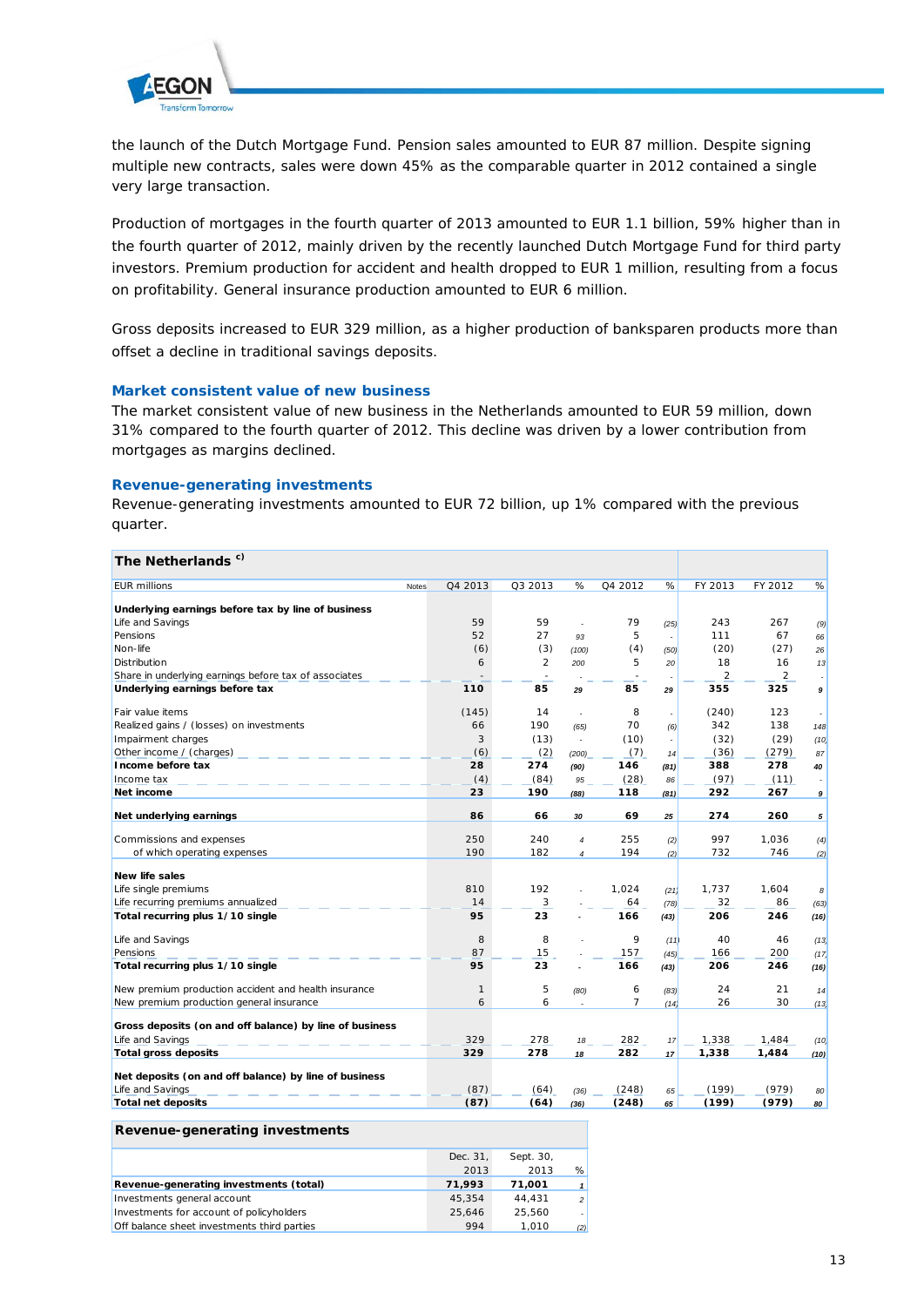the launch of the Dutch Mortgage Fund. Pension sales amounted to EUR 87 million. Despite signing multiple new contracts, sales were down 45% as the comparable quarter in 2012 contained a single very large transaction.

Production of mortgages in the fourth quarter of 2013 amounted to EUR 1.1 billion, 59% higher than in the fourth quarter of 2012, mainly driven by the recently launched Dutch Mortgage Fund for third party investors. Premium production for accident and health dropped to EUR 1 million, resulting from a focus on profitability. General insurance production amounted to EUR 6 million.

Gross deposits increased to EUR 329 million, as a higher production of banksparen products more than offset a decline in traditional savings deposits.

### Market consistent value of new business

The market consistent value of new business in the Netherlands amounted to EUR 59 million, down 31% compared to the fourth quarter of 2012. This decline was driven by a lower contribution from mortgages as margins declined.

### Revenue-generating investments

Revenue-generating investments amounted to EUR 72 billion, up 1% compared with the previous quarter.

**The Netherlands [c)]**

| EUR millions | Notes | Q4 2013 | Q3 2013 | % | Q4 2012 | % | FY 2013 | FY 2012 | % |
|---|---|---|---|---|---|---|---|---|---|
| **Underlying earnings before tax by line of business** | | | | | | | | | |
| Life and Savings | | 59 | 59 | - | 79 | (25) | 243 | 267 | (9) |
| Pensions | | 52 | 27 | 93 | 5 | - | 111 | 67 | 66 |
| Non-life | | (6) | (3) | (100) | (4) | (50) | (20) | (27) | 26 |
| Distribution | | 6 | 2 | 200 | 5 | 20 | 18 | 16 | 13 |
| Share in underlying earnings before tax of associates | | - | - | - | - | - | 2 | 2 | - |
| **Underlying earnings before tax** | | **110** | **85** | **29** | **85** | **29** | **355** | **325** | **9** |
| | | | | | | | | | |
| Fair value items | | (145) | 14 | - | 8 | - | (240) | 123 | - |
| Realized gains / (losses) on investments | | 66 | 190 | (65) | 70 | (6) | 342 | 138 | 148 |
| Impairment charges | | 3 | (13) | - | (10) | - | (32) | (29) | (10) |
| Other income / (charges) | | (6) | (2) | (200) | (7) | 14 | (36) | (279) | 87 |
| **Income before tax** | | **28** | **274** | **(90)** | **146** | **(81)** | **388** | **278** | **40** |
| Income tax | | (4) | (84) | 95 | (28) | 86 | (97) | (11) | - |
| **Net income** | | **23** | **190** | **(88)** | **118** | **(81)** | **292** | **267** | **9** |
| | | | | | | | | | |
| **Net underlying earnings** | | **86** | **66** | **30** | **69** | **25** | **274** | **260** | **5** |
| | | | | | | | | | |
| Commissions and expenses | | 250 | 240 | 4 | 255 | (2) | 997 | 1,036 | (4) |
| of which operating expenses | | 190 | 182 | 4 | 194 | (2) | 732 | 746 | (2) |
| | | | | | | | | | |
| **New life sales** | | | | | | | | | |
| Life single premiums | | 810 | 192 | - | 1,024 | (21) | 1,737 | 1,604 | 8 |
| Life recurring premiums annualized | | 14 | 3 | - | 64 | (78) | 32 | 86 | (63) |
| **Total recurring plus 1/10 single** | | **95** | **23** | - | **166** | **(43)** | **206** | **246** | **(16)** |
| | | | | | | | | | |
| Life and Savings | | 8 | 8 | - | 9 | (11) | 40 | 46 | (13) |
| Pensions | | 87 | 15 | - | 157 | (45) | 166 | 200 | (17) |
| **Total recurring plus 1/10 single** | | **95** | **23** | - | **166** | **(43)** | **206** | **246** | **(16)** |
| | | | | | | | | | |
| New premium production accident and health insurance | | 1 | 5 | (80) | 6 | (83) | 24 | 21 | 14 |
| New premium production general insurance | | 6 | 6 | - | 7 | (14) | 26 | 30 | (13) |
| | | | | | | | | | |
| **Gross deposits (on and off balance) by line of business** | | | | | | | | | |
| Life and Savings | | 329 | 278 | 18 | 282 | 17 | 1,338 | 1,484 | (10) |
| **Total gross deposits** | | **329** | **278** | **18** | **282** | **17** | **1,338** | **1,484** | **(10)** |
| | | | | | | | | | |
| **Net deposits (on and off balance) by line of business** | | | | | | | | | |
| Life and Savings | | (87) | (64) | (36) | (248) | 65 | (199) | (979) | 80 |
| **Total net deposits** | | **(87)** | **(64)** | **(36)** | **(248)** | **65** | **(199)** | **(979)** | **80** |

**Revenue-generating investments**

| | Dec. 31, 2013 | Sept. 30, 2013 | % |
|---|---|---|---|
| **Revenue-generating investments (total)** | **71,993** | **71,001** | **1** |
| Investments general account | 45,354 | 44,431 | 2 |
| Investments for account of policyholders | 25,646 | 25,560 | - |
| Off balance sheet investments third parties | 994 | 1,010 | (2) |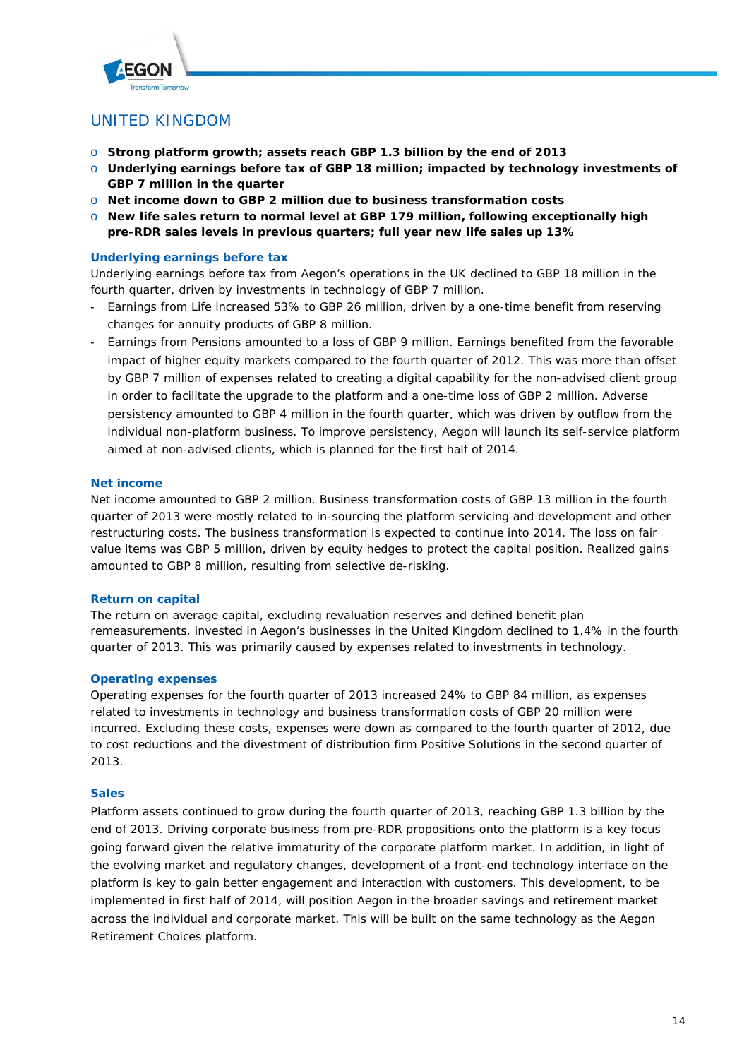# UNITED KINGDOM

- **Strong platform growth; assets reach GBP 1.3 billion by the end of 2013**
- **Underlying earnings before tax of GBP 18 million; impacted by technology investments of GBP 7 million in the quarter**
- **Net income down to GBP 2 million due to business transformation costs**
- **New life sales return to normal level at GBP 179 million, following exceptionally high pre-RDR sales levels in previous quarters; full year new life sales up 13%**

## Underlying earnings before tax

Underlying earnings before tax from Aegon's operations in the UK declined to GBP 18 million in the fourth quarter, driven by investments in technology of GBP 7 million.

- Earnings from Life increased 53% to GBP 26 million, driven by a one-time benefit from reserving changes for annuity products of GBP 8 million.
- Earnings from Pensions amounted to a loss of GBP 9 million. Earnings benefited from the favorable impact of higher equity markets compared to the fourth quarter of 2012. This was more than offset by GBP 7 million of expenses related to creating a digital capability for the non-advised client group in order to facilitate the upgrade to the platform and a one-time loss of GBP 2 million. Adverse persistency amounted to GBP 4 million in the fourth quarter, which was driven by outflow from the individual non-platform business. To improve persistency, Aegon will launch its self-service platform aimed at non-advised clients, which is planned for the first half of 2014.

## Net income

Net income amounted to GBP 2 million. Business transformation costs of GBP 13 million in the fourth quarter of 2013 were mostly related to in-sourcing the platform servicing and development and other restructuring costs. The business transformation is expected to continue into 2014. The loss on fair value items was GBP 5 million, driven by equity hedges to protect the capital position. Realized gains amounted to GBP 8 million, resulting from selective de-risking.

## Return on capital

The return on average capital, excluding revaluation reserves and defined benefit plan remeasurements, invested in Aegon's businesses in the United Kingdom declined to 1.4% in the fourth quarter of 2013. This was primarily caused by expenses related to investments in technology.

## Operating expenses

Operating expenses for the fourth quarter of 2013 increased 24% to GBP 84 million, as expenses related to investments in technology and business transformation costs of GBP 20 million were incurred. Excluding these costs, expenses were down as compared to the fourth quarter of 2012, due to cost reductions and the divestment of distribution firm Positive Solutions in the second quarter of 2013.

## Sales

Platform assets continued to grow during the fourth quarter of 2013, reaching GBP 1.3 billion by the end of 2013. Driving corporate business from pre-RDR propositions onto the platform is a key focus going forward given the relative immaturity of the corporate platform market. In addition, in light of the evolving market and regulatory changes, development of a front-end technology interface on the platform is key to gain better engagement and interaction with customers. This development, to be implemented in first half of 2014, will position Aegon in the broader savings and retirement market across the individual and corporate market. This will be built on the same technology as the Aegon Retirement Choices platform.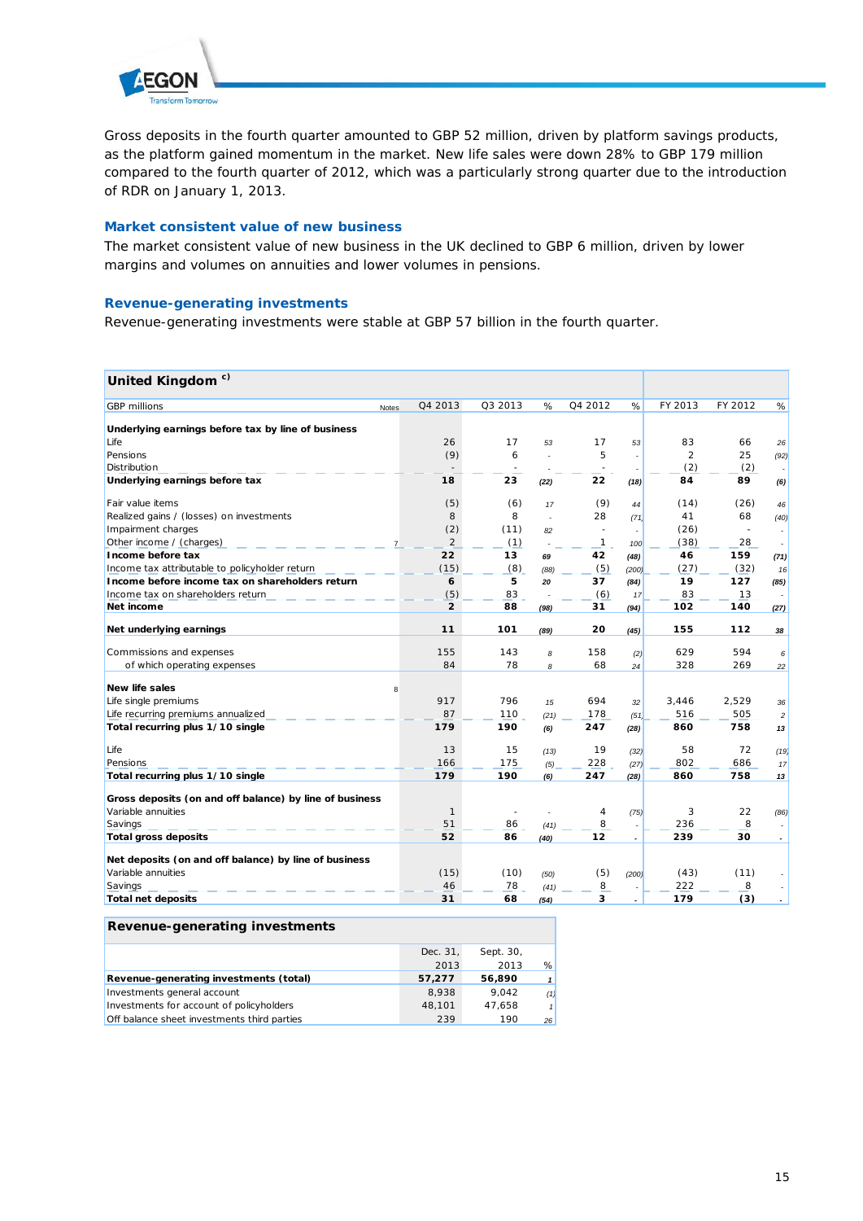Gross deposits in the fourth quarter amounted to GBP 52 million, driven by platform savings products, as the platform gained momentum in the market. New life sales were down 28% to GBP 179 million compared to the fourth quarter of 2012, which was a particularly strong quarter due to the introduction of RDR on January 1, 2013.

### Market consistent value of new business

The market consistent value of new business in the UK declined to GBP 6 million, driven by lower margins and volumes on annuities and lower volumes in pensions.

### Revenue-generating investments

Revenue-generating investments were stable at GBP 57 billion in the fourth quarter.

| **United Kingdom** [c)] | | | | | | | | | | |
|---|---|---|---|---|---|---|---|---|---|---|
| GBP millions | Notes | Q4 2013 | Q3 2013 | % | Q4 2012 | % | FY 2013 | FY 2012 | % |
| **Underlying earnings before tax by line of business** | | | | | | | | | |
| Life | | 26 | 17 | 53 | 17 | 53 | 83 | 66 | 26 |
| Pensions | | (9) | 6 | - | 5 | - | 2 | 25 | (92) |
| Distribution | | - | - | - | - | - | (2) | (2) | - |
| **Underlying earnings before tax** | | **18** | **23** | (22) | **22** | (18) | **84** | **89** | (6) |
| Fair value items | | (5) | (6) | 17 | (9) | 44 | (14) | (26) | 46 |
| Realized gains / (losses) on investments | | 8 | 8 | - | 28 | (71) | 41 | 68 | (40) |
| Impairment charges | | (2) | (11) | 82 | - | - | (26) | - | - |
| Other income / (charges) | 7 | 2 | (1) | - | 1 | 100 | (38) | 28 | - |
| **Income before tax** | | **22** | **13** | 69 | **42** | (48) | **46** | **159** | (71) |
| Income tax attributable to policyholder return | | (15) | (8) | (88) | (5) | (200) | (27) | (32) | 16 |
| **Income before income tax on shareholders return** | | **6** | **5** | 20 | **37** | (84) | **19** | **127** | (85) |
| Income tax on shareholders return | | (5) | 83 | - | (6) | 17 | 83 | 13 | - |
| **Net income** | | **2** | **88** | (98) | **31** | (94) | **102** | **140** | (27) |
| **Net underlying earnings** | | **11** | **101** | (89) | **20** | (45) | **155** | **112** | 38 |
| Commissions and expenses | | 155 | 143 | 8 | 158 | (2) | 629 | 594 | 6 |
| of which operating expenses | | 84 | 78 | 8 | 68 | 24 | 328 | 269 | 22 |
| **New life sales** | 8 | | | | | | | | |
| Life single premiums | | 917 | 796 | 15 | 694 | 32 | 3,446 | 2,529 | 36 |
| Life recurring premiums annualized | | 87 | 110 | (21) | 178 | (51) | 516 | 505 | 2 |
| **Total recurring plus 1/10 single** | | **179** | **190** | (6) | **247** | (28) | **860** | **758** | 13 |
| Life | | 13 | 15 | (13) | 19 | (32) | 58 | 72 | (19) |
| Pensions | | 166 | 175 | (5) | 228 | (27) | 802 | 686 | 17 |
| **Total recurring plus 1/10 single** | | **179** | **190** | (6) | **247** | (28) | **860** | **758** | 13 |
| **Gross deposits (on and off balance) by line of business** | | | | | | | | | |
| Variable annuities | | 1 | - | - | 4 | (75) | 3 | 22 | (86) |
| Savings | | 51 | 86 | (41) | 8 | - | 236 | 8 | - |
| **Total gross deposits** | | **52** | **86** | (40) | **12** | - | **239** | **30** | - |
| **Net deposits (on and off balance) by line of business** | | | | | | | | | |
| Variable annuities | | (15) | (10) | (50) | (5) | (200) | (43) | (11) | - |
| Savings | | 46 | 78 | (41) | 8 | - | 222 | 8 | - |
| **Total net deposits** | | **31** | **68** | (54) | **3** | - | **179** | **(3)** | - |

| **Revenue-generating investments** | | | |
|---|---|---|---|
| | Dec. 31, 2013 | Sept. 30, 2013 | % |
| **Revenue-generating investments (total)** | **57,277** | **56,890** | 1 |
| Investments general account | 8,938 | 9,042 | (1) |
| Investments for account of policyholders | 48,101 | 47,658 | 1 |
| Off balance sheet investments third parties | 239 | 190 | 26 |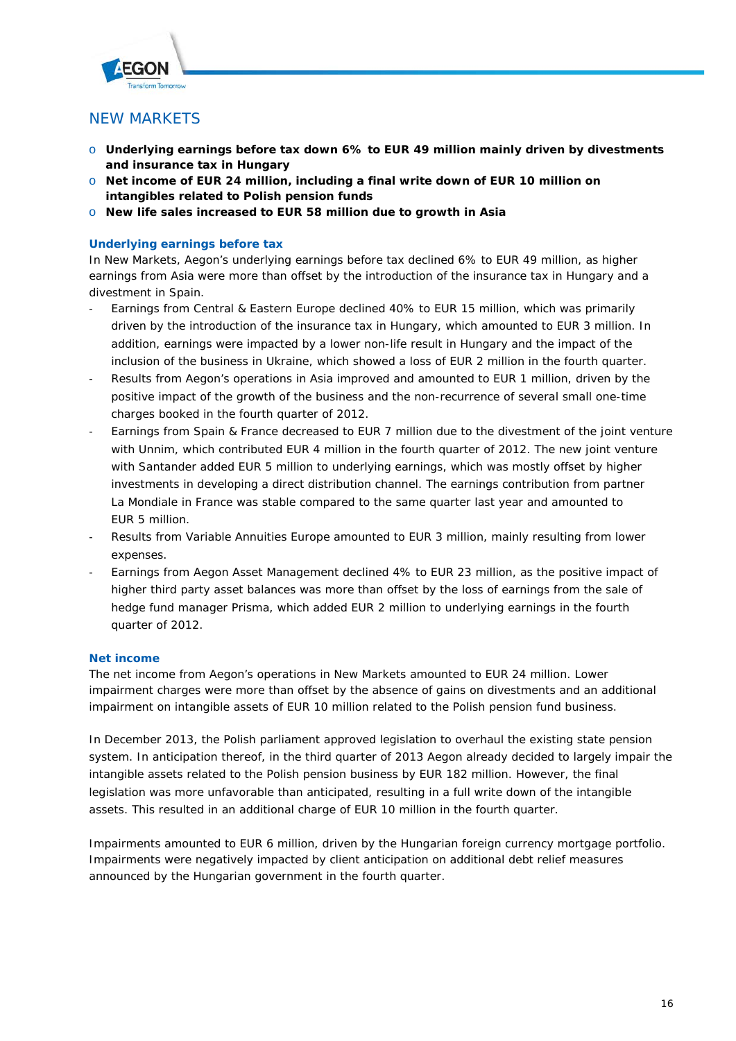## NEW MARKETS

- **Underlying earnings before tax down 6% to EUR 49 million mainly driven by divestments and insurance tax in Hungary**
- **Net income of EUR 24 million, including a final write down of EUR 10 million on intangibles related to Polish pension funds**
- **New life sales increased to EUR 58 million due to growth in Asia**

### Underlying earnings before tax

In New Markets, Aegon's underlying earnings before tax declined 6% to EUR 49 million, as higher earnings from Asia were more than offset by the introduction of the insurance tax in Hungary and a divestment in Spain.

- Earnings from Central & Eastern Europe declined 40% to EUR 15 million, which was primarily driven by the introduction of the insurance tax in Hungary, which amounted to EUR 3 million. In addition, earnings were impacted by a lower non-life result in Hungary and the impact of the inclusion of the business in Ukraine, which showed a loss of EUR 2 million in the fourth quarter.
- Results from Aegon's operations in Asia improved and amounted to EUR 1 million, driven by the positive impact of the growth of the business and the non-recurrence of several small one-time charges booked in the fourth quarter of 2012.
- Earnings from Spain & France decreased to EUR 7 million due to the divestment of the joint venture with Unnim, which contributed EUR 4 million in the fourth quarter of 2012. The new joint venture with Santander added EUR 5 million to underlying earnings, which was mostly offset by higher investments in developing a direct distribution channel. The earnings contribution from partner La Mondiale in France was stable compared to the same quarter last year and amounted to EUR 5 million.
- Results from Variable Annuities Europe amounted to EUR 3 million, mainly resulting from lower expenses.
- Earnings from Aegon Asset Management declined 4% to EUR 23 million, as the positive impact of higher third party asset balances was more than offset by the loss of earnings from the sale of hedge fund manager Prisma, which added EUR 2 million to underlying earnings in the fourth quarter of 2012.

### Net income

The net income from Aegon's operations in New Markets amounted to EUR 24 million. Lower impairment charges were more than offset by the absence of gains on divestments and an additional impairment on intangible assets of EUR 10 million related to the Polish pension fund business.

In December 2013, the Polish parliament approved legislation to overhaul the existing state pension system. In anticipation thereof, in the third quarter of 2013 Aegon already decided to largely impair the intangible assets related to the Polish pension business by EUR 182 million. However, the final legislation was more unfavorable than anticipated, resulting in a full write down of the intangible assets. This resulted in an additional charge of EUR 10 million in the fourth quarter.

Impairments amounted to EUR 6 million, driven by the Hungarian foreign currency mortgage portfolio. Impairments were negatively impacted by client anticipation on additional debt relief measures announced by the Hungarian government in the fourth quarter.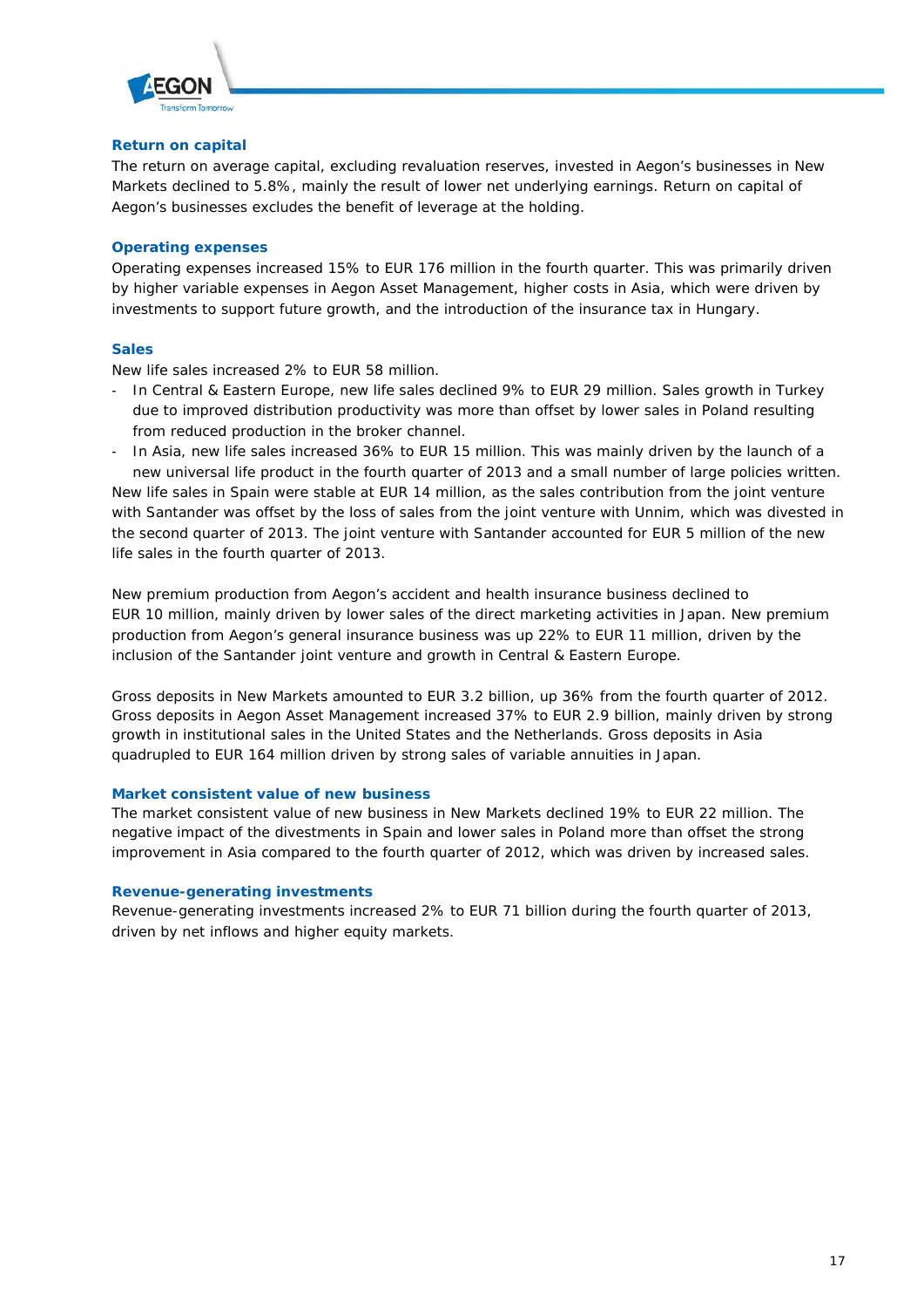### Return on capital

The return on average capital, excluding revaluation reserves, invested in Aegon's businesses in New Markets declined to 5.8%, mainly the result of lower net underlying earnings. Return on capital of Aegon's businesses excludes the benefit of leverage at the holding.

### Operating expenses

Operating expenses increased 15% to EUR 176 million in the fourth quarter. This was primarily driven by higher variable expenses in Aegon Asset Management, higher costs in Asia, which were driven by investments to support future growth, and the introduction of the insurance tax in Hungary.

### Sales

New life sales increased 2% to EUR 58 million.

- In Central & Eastern Europe, new life sales declined 9% to EUR 29 million. Sales growth in Turkey due to improved distribution productivity was more than offset by lower sales in Poland resulting from reduced production in the broker channel.
- In Asia, new life sales increased 36% to EUR 15 million. This was mainly driven by the launch of a new universal life product in the fourth quarter of 2013 and a small number of large policies written.

New life sales in Spain were stable at EUR 14 million, as the sales contribution from the joint venture with Santander was offset by the loss of sales from the joint venture with Unnim, which was divested in the second quarter of 2013. The joint venture with Santander accounted for EUR 5 million of the new life sales in the fourth quarter of 2013.

New premium production from Aegon's accident and health insurance business declined to EUR 10 million, mainly driven by lower sales of the direct marketing activities in Japan. New premium production from Aegon's general insurance business was up 22% to EUR 11 million, driven by the inclusion of the Santander joint venture and growth in Central & Eastern Europe.

Gross deposits in New Markets amounted to EUR 3.2 billion, up 36% from the fourth quarter of 2012. Gross deposits in Aegon Asset Management increased 37% to EUR 2.9 billion, mainly driven by strong growth in institutional sales in the United States and the Netherlands. Gross deposits in Asia quadrupled to EUR 164 million driven by strong sales of variable annuities in Japan.

### Market consistent value of new business

The market consistent value of new business in New Markets declined 19% to EUR 22 million. The negative impact of the divestments in Spain and lower sales in Poland more than offset the strong improvement in Asia compared to the fourth quarter of 2012, which was driven by increased sales.

### Revenue-generating investments

Revenue-generating investments increased 2% to EUR 71 billion during the fourth quarter of 2013, driven by net inflows and higher equity markets.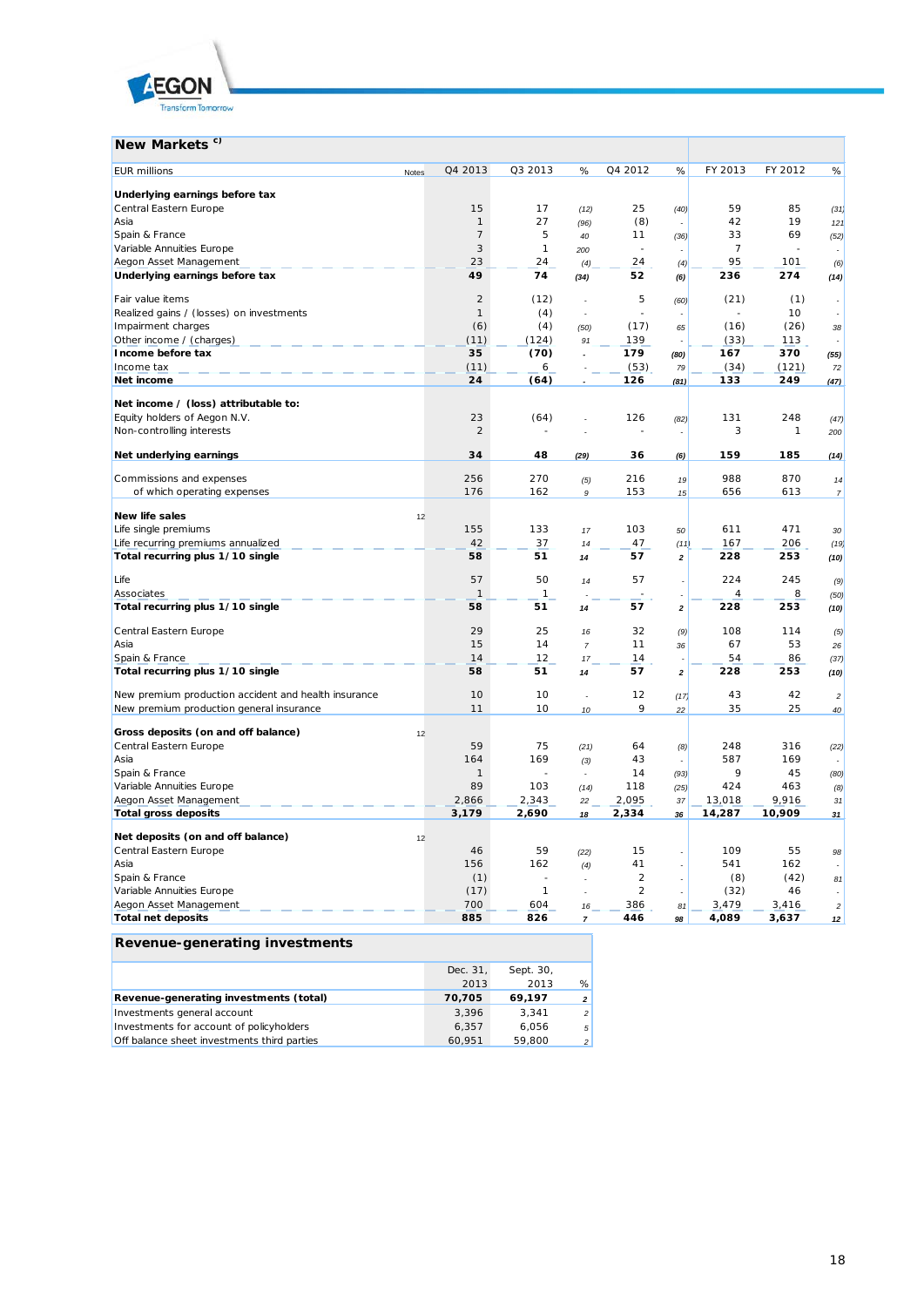## New Markets [c)]

| EUR millions | Notes | Q4 2013 | Q3 2013 | % | Q4 2012 | % | FY 2013 | FY 2012 | % |
|---|---|---|---|---|---|---|---|---|---|
| **Underlying earnings before tax** | | | | | | | | | |
| Central Eastern Europe | | 15 | 17 | (12) | 25 | (40) | 59 | 85 | (31) |
| Asia | | 1 | 27 | (96) | (8) | - | 42 | 19 | 121 |
| Spain & France | | 7 | 5 | 40 | 11 | (36) | 33 | 69 | (52) |
| Variable Annuities Europe | | 3 | 1 | 200 | - | - | 7 | - | - |
| Aegon Asset Management | | 23 | 24 | (4) | 24 | (4) | 95 | 101 | (6) |
| **Underlying earnings before tax** | | **49** | **74** | **(34)** | **52** | **(6)** | **236** | **274** | **(14)** |
| | | | | | | | | | |
| Fair value items | | 2 | (12) | - | 5 | (60) | (21) | (1) | - |
| Realized gains / (losses) on investments | | 1 | (4) | - | - | - | - | 10 | - |
| Impairment charges | | (6) | (4) | (50) | (17) | 65 | (16) | (26) | 38 |
| Other income / (charges) | | (11) | (124) | 91 | 139 | - | (33) | 113 | - |
| **Income before tax** | | **35** | **(70)** | - | **179** | **(80)** | **167** | **370** | **(55)** |
| Income tax | | (11) | 6 | - | (53) | 79 | (34) | (121) | 72 |
| **Net income** | | **24** | **(64)** | - | **126** | **(81)** | **133** | **249** | **(47)** |
| | | | | | | | | | |
| **Net income / (loss) attributable to:** | | | | | | | | | |
| Equity holders of Aegon N.V. | | 23 | (64) | - | 126 | (82) | 131 | 248 | (47) |
| Non-controlling interests | | 2 | - | - | - | - | 3 | 1 | 200 |
| | | | | | | | | | |
| **Net underlying earnings** | | **34** | **48** | **(29)** | **36** | **(6)** | **159** | **185** | **(14)** |
| | | | | | | | | | |
| Commissions and expenses | | 256 | 270 | (5) | 216 | 19 | 988 | 870 | 14 |
| of which operating expenses | | 176 | 162 | 9 | 153 | 15 | 656 | 613 | 7 |
| | | | | | | | | | |
| **New life sales** | 12 | | | | | | | | |
| Life single premiums | | 155 | 133 | 17 | 103 | 50 | 611 | 471 | 30 |
| Life recurring premiums annualized | | 42 | 37 | 14 | 47 | (11) | 167 | 206 | (19) |
| **Total recurring plus 1/10 single** | | **58** | **51** | **14** | **57** | **2** | **228** | **253** | **(10)** |
| | | | | | | | | | |
| Life | | 57 | 50 | 14 | 57 | - | 224 | 245 | (9) |
| Associates | | 1 | 1 | - | - | - | 4 | 8 | (50) |
| **Total recurring plus 1/10 single** | | **58** | **51** | **14** | **57** | **2** | **228** | **253** | **(10)** |
| | | | | | | | | | |
| Central Eastern Europe | | 29 | 25 | 16 | 32 | (9) | 108 | 114 | (5) |
| Asia | | 15 | 14 | 7 | 11 | 36 | 67 | 53 | 26 |
| Spain & France | | 14 | 12 | 17 | 14 | - | 54 | 86 | (37) |
| **Total recurring plus 1/10 single** | | **58** | **51** | **14** | **57** | **2** | **228** | **253** | **(10)** |
| | | | | | | | | | |
| New premium production accident and health insurance | | 10 | 10 | - | 12 | (17) | 43 | 42 | 2 |
| New premium production general insurance | | 11 | 10 | 10 | 9 | 22 | 35 | 25 | 40 |
| | | | | | | | | | |
| **Gross deposits (on and off balance)** | 12 | | | | | | | | |
| Central Eastern Europe | | 59 | 75 | (21) | 64 | (8) | 248 | 316 | (22) |
| Asia | | 164 | 169 | (3) | 43 | - | 587 | 169 | - |
| Spain & France | | 1 | - | - | 14 | (93) | 9 | 45 | (80) |
| Variable Annuities Europe | | 89 | 103 | (14) | 118 | (25) | 424 | 463 | (8) |
| Aegon Asset Management | | 2,866 | 2,343 | 22 | 2,095 | 37 | 13,018 | 9,916 | 31 |
| **Total gross deposits** | | **3,179** | **2,690** | **18** | **2,334** | **36** | **14,287** | **10,909** | **31** |
| | | | | | | | | | |
| **Net deposits (on and off balance)** | 12 | | | | | | | | |
| Central Eastern Europe | | 46 | 59 | (22) | 15 | - | 109 | 55 | 98 |
| Asia | | 156 | 162 | (4) | 41 | - | 541 | 162 | - |
| Spain & France | | (1) | - | - | 2 | - | (8) | (42) | 81 |
| Variable Annuities Europe | | (17) | 1 | - | 2 | - | (32) | 46 | - |
| Aegon Asset Management | | 700 | 604 | 16 | 386 | 81 | 3,479 | 3,416 | 2 |
| **Total net deposits** | | **885** | **826** | **7** | **446** | **98** | **4,089** | **3,637** | **12** |

## Revenue-generating investments

| | Dec. 31, 2013 | Sept. 30, 2013 | % |
|---|---|---|---|
| **Revenue-generating investments (total)** | **70,705** | **69,197** | 2 |
| Investments general account | 3,396 | 3,341 | 2 |
| Investments for account of policyholders | 6,357 | 6,056 | 5 |
| Off balance sheet investments third parties | 60,951 | 59,800 | 2 |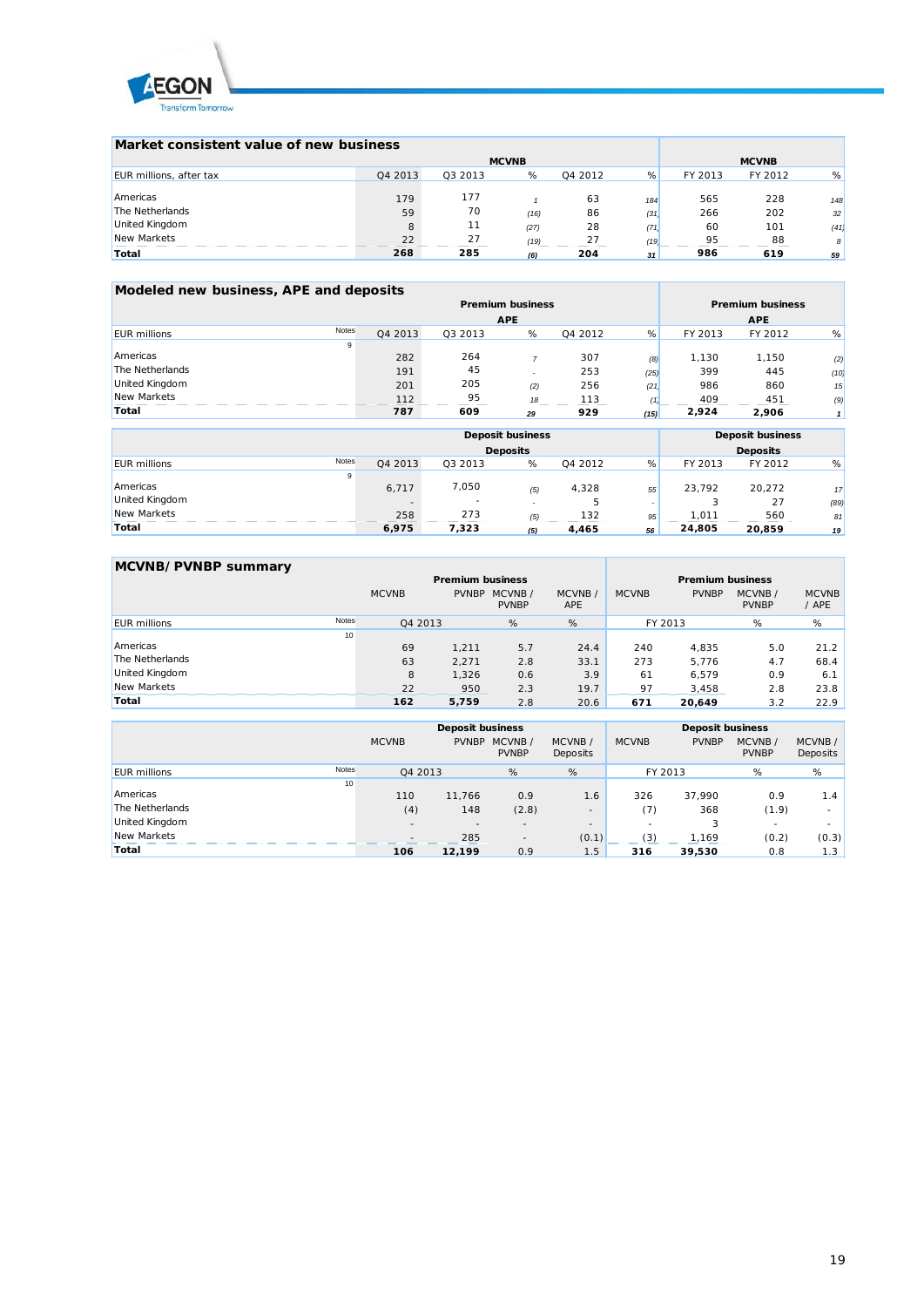## Market consistent value of new business

| EUR millions, after tax | MCVNB Q4 2013 | Q3 2013 | % | Q4 2012 | % | MCVNB FY 2013 | FY 2012 | % |
|---|---|---|---|---|---|---|---|---|
| Americas | 179 | 177 | 1 | 63 | 184 | 565 | 228 | 148 |
| The Netherlands | 59 | 70 | (16) | 86 | (31) | 266 | 202 | 32 |
| United Kingdom | 8 | 11 | (27) | 28 | (71) | 60 | 101 | (41) |
| New Markets | 22 | 27 | (19) | 27 | (19) | 95 | 88 | 8 |
| **Total** | **268** | **285** | **(6)** | **204** | **31** | **986** | **619** | **59** |

## Modeled new business, APE and deposits

| EUR millions | Notes | Premium business APE Q4 2013 | Q3 2013 | % | Q4 2012 | % | Premium business APE FY 2013 | FY 2012 | % |
|---|---|---|---|---|---|---|---|---|---|
| | 9 | | | | | | | | |
| Americas | | 282 | 264 | 7 | 307 | (8) | 1,130 | 1,150 | (2) |
| The Netherlands | | 191 | 45 | - | 253 | (25) | 399 | 445 | (10) |
| United Kingdom | | 201 | 205 | (2) | 256 | (21) | 986 | 860 | 15 |
| New Markets | | 112 | 95 | 18 | 113 | (1) | 409 | 451 | (9) |
| **Total** | | **787** | **609** | **29** | **929** | **(15)** | **2,924** | **2,906** | **1** |

| EUR millions | Notes | Deposit business Deposits Q4 2013 | Q3 2013 | % | Q4 2012 | % | Deposit business Deposits FY 2013 | FY 2012 | % |
|---|---|---|---|---|---|---|---|---|---|
| | 9 | | | | | | | | |
| Americas | | 6,717 | 7,050 | (5) | 4,328 | 55 | 23,792 | 20,272 | 17 |
| United Kingdom | | - | - | - | 5 | - | 3 | 27 | (89) |
| New Markets | | 258 | 273 | (5) | 132 | 95 | 1,011 | 560 | 81 |
| **Total** | | **6,975** | **7,323** | **(5)** | **4,465** | **56** | **24,805** | **20,859** | **19** |

## MCVNB/ PVNBP summary

| EUR millions | Notes | Premium business MCVNB Q4 2013 | PVNBP Q4 2013 | MCVNB / PVNBP % | MCVNB / APE % | Premium business MCVNB FY 2013 | PVNBP FY 2013 | MCVNB / PVNBP % | MCVNB / APE % |
|---|---|---|---|---|---|---|---|---|---|
| | 10 | | | | | | | | |
| Americas | | 69 | 1,211 | 5.7 | 24.4 | 240 | 4,835 | 5.0 | 21.2 |
| The Netherlands | | 63 | 2,271 | 2.8 | 33.1 | 273 | 5,776 | 4.7 | 68.4 |
| United Kingdom | | 8 | 1,326 | 0.6 | 3.9 | 61 | 6,579 | 0.9 | 6.1 |
| New Markets | | 22 | 950 | 2.3 | 19.7 | 97 | 3,458 | 2.8 | 23.8 |
| **Total** | | **162** | **5,759** | 2.8 | 20.6 | **671** | **20,649** | 3.2 | 22.9 |

| EUR millions | Notes | Deposit business MCVNB Q4 2013 | PVNBP Q4 2013 | MCVNB / PVNBP % | MCVNB / Deposits % | Deposit business MCVNB FY 2013 | PVNBP FY 2013 | MCVNB / PVNBP % | MCVNB / Deposits % |
|---|---|---|---|---|---|---|---|---|---|
| | 10 | | | | | | | | |
| Americas | | 110 | 11,766 | 0.9 | 1.6 | 326 | 37,990 | 0.9 | 1.4 |
| The Netherlands | | (4) | 148 | (2.8) | - | (7) | 368 | (1.9) | - |
| United Kingdom | | - | - | - | - | - | 3 | - | - |
| New Markets | | - | 285 | - | (0.1) | (3) | 1,169 | (0.2) | (0.3) |
| **Total** | | **106** | **12,199** | 0.9 | 1.5 | **316** | **39,530** | 0.8 | 1.3 |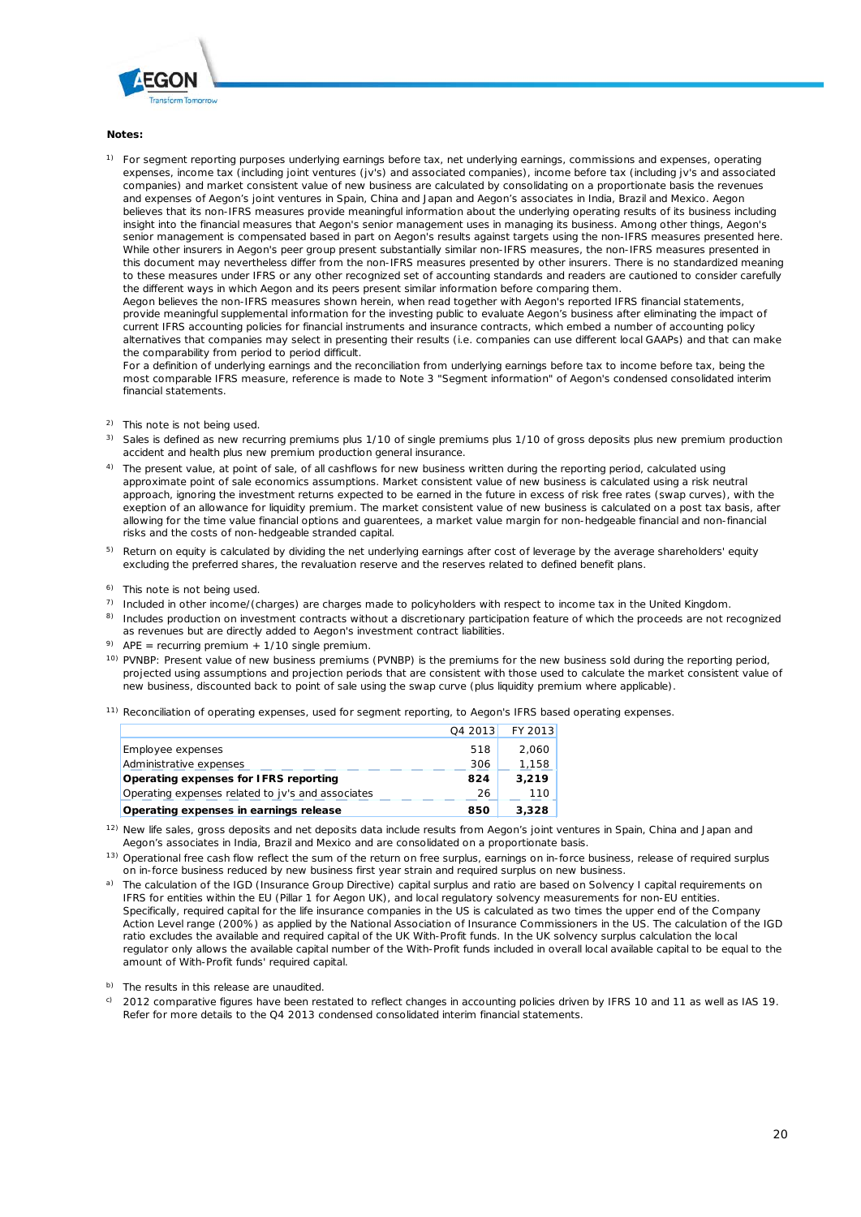**Notes:**

[1] For segment reporting purposes underlying earnings before tax, net underlying earnings, commissions and expenses, operating expenses, income tax (including joint ventures (jv's) and associated companies), income before tax (including jv's and associated companies) and market consistent value of new business are calculated by consolidating on a proportionate basis the revenues and expenses of Aegon's joint ventures in Spain, China and Japan and Aegon's associates in India, Brazil and Mexico. Aegon believes that its non-IFRS measures provide meaningful information about the underlying operating results of its business including insight into the financial measures that Aegon's senior management uses in managing its business. Among other things, Aegon's senior management is compensated based in part on Aegon's results against targets using the non-IFRS measures presented here. While other insurers in Aegon's peer group present substantially similar non-IFRS measures, the non-IFRS measures presented in this document may nevertheless differ from the non-IFRS measures presented by other insurers. There is no standardized meaning to these measures under IFRS or any other recognized set of accounting standards and readers are cautioned to consider carefully the different ways in which Aegon and its peers present similar information before comparing them.
Aegon believes the non-IFRS measures shown herein, when read together with Aegon's reported IFRS financial statements, provide meaningful supplemental information for the investing public to evaluate Aegon's business after eliminating the impact of current IFRS accounting policies for financial instruments and insurance contracts, which embed a number of accounting policy alternatives that companies may select in presenting their results (i.e. companies can use different local GAAPs) and that can make the comparability from period to period difficult.
For a definition of underlying earnings and the reconciliation from underlying earnings before tax to income before tax, being the most comparable IFRS measure, reference is made to Note 3 "Segment information" of Aegon's condensed consolidated interim financial statements.

[2] This note is not being used.

[3] Sales is defined as new recurring premiums plus 1/10 of single premiums plus 1/10 of gross deposits plus new premium production accident and health plus new premium production general insurance.

[4] The present value, at point of sale, of all cashflows for new business written during the reporting period, calculated using approximate point of sale economics assumptions. Market consistent value of new business is calculated using a risk neutral approach, ignoring the investment returns expected to be earned in the future in excess of risk free rates (swap curves), with the exeption of an allowance for liquidity premium. The market consistent value of new business is calculated on a post tax basis, after allowing for the time value financial options and guarentees, a market value margin for non-hedgeable financial and non-financial risks and the costs of non-hedgeable stranded capital.

[5] Return on equity is calculated by dividing the net underlying earnings after cost of leverage by the average shareholders' equity excluding the preferred shares, the revaluation reserve and the reserves related to defined benefit plans.

[6] This note is not being used.

[7] Included in other income/(charges) are charges made to policyholders with respect to income tax in the United Kingdom.

[8] Includes production on investment contracts without a discretionary participation feature of which the proceeds are not recognized as revenues but are directly added to Aegon's investment contract liabilities.

[9] APE = recurring premium + 1/10 single premium.

[10] PVNBP: Present value of new business premiums (PVNBP) is the premiums for the new business sold during the reporting period, projected using assumptions and projection periods that are consistent with those used to calculate the market consistent value of new business, discounted back to point of sale using the swap curve (plus liquidity premium where applicable).

[11] Reconciliation of operating expenses, used for segment reporting, to Aegon's IFRS based operating expenses.

| | Q4 2013 | FY 2013 |
|---|---|---|
| Employee expenses | 518 | 2,060 |
| Administrative expenses | 306 | 1,158 |
| **Operating expenses for IFRS reporting** | **824** | **3,219** |
| Operating expenses related to jv's and associates | 26 | 110 |
| **Operating expenses in earnings release** | **850** | **3,328** |

[12] New life sales, gross deposits and net deposits data include results from Aegon's joint ventures in Spain, China and Japan and Aegon's associates in India, Brazil and Mexico and are consolidated on a proportionate basis.

[13] Operational free cash flow reflect the sum of the return on free surplus, earnings on in-force business, release of required surplus on in-force business reduced by new business first year strain and required surplus on new business.

[a] The calculation of the IGD (Insurance Group Directive) capital surplus and ratio are based on Solvency I capital requirements on IFRS for entities within the EU (Pillar 1 for Aegon UK), and local regulatory solvency measurements for non-EU entities. Specifically, required capital for the life insurance companies in the US is calculated as two times the upper end of the Company Action Level range (200%) as applied by the National Association of Insurance Commissioners in the US. The calculation of the IGD ratio excludes the available and required capital of the UK With-Profit funds. In the UK solvency surplus calculation the local regulator only allows the available capital number of the With-Profit funds included in overall local available capital to be equal to the amount of With-Profit funds' required capital.

[b] The results in this release are unaudited.

[c] 2012 comparative figures have been restated to reflect changes in accounting policies driven by IFRS 10 and 11 as well as IAS 19. Refer for more details to the Q4 2013 condensed consolidated interim financial statements.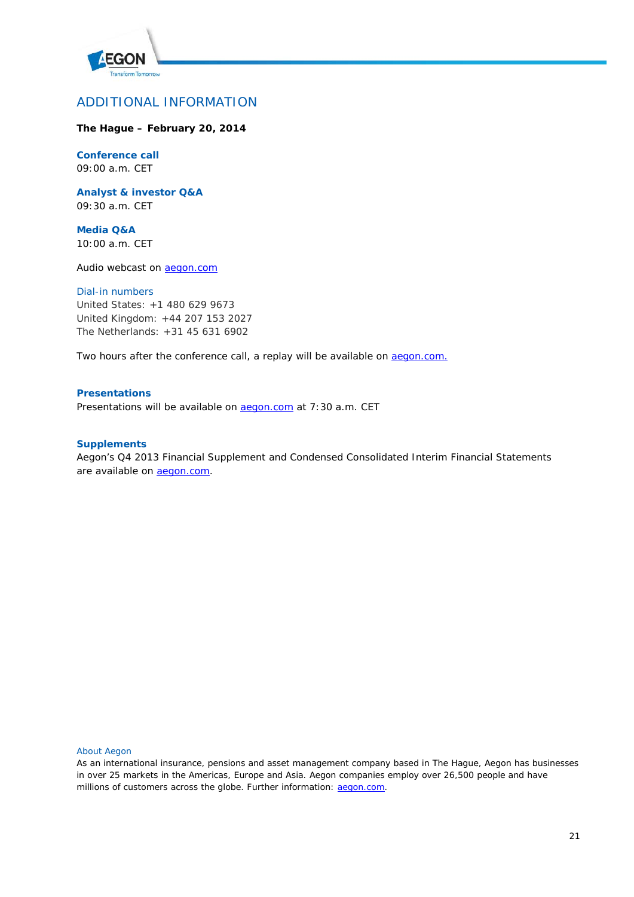## ADDITIONAL INFORMATION

**The Hague – February 20, 2014**

**Conference call**
09:00 a.m. CET

**Analyst & investor Q&A**
09:30 a.m. CET

**Media Q&A**
10:00 a.m. CET

Audio webcast on aegon.com

Dial-in numbers
United States: +1 480 629 9673
United Kingdom: +44 207 153 2027
The Netherlands: +31 45 631 6902

Two hours after the conference call, a replay will be available on aegon.com.

**Presentations**
Presentations will be available on aegon.com at 7:30 a.m. CET

**Supplements**
Aegon's Q4 2013 Financial Supplement and Condensed Consolidated Interim Financial Statements are available on aegon.com.

About Aegon
As an international insurance, pensions and asset management company based in The Hague, Aegon has businesses in over 25 markets in the Americas, Europe and Asia. Aegon companies employ over 26,500 people and have millions of customers across the globe. Further information: aegon.com.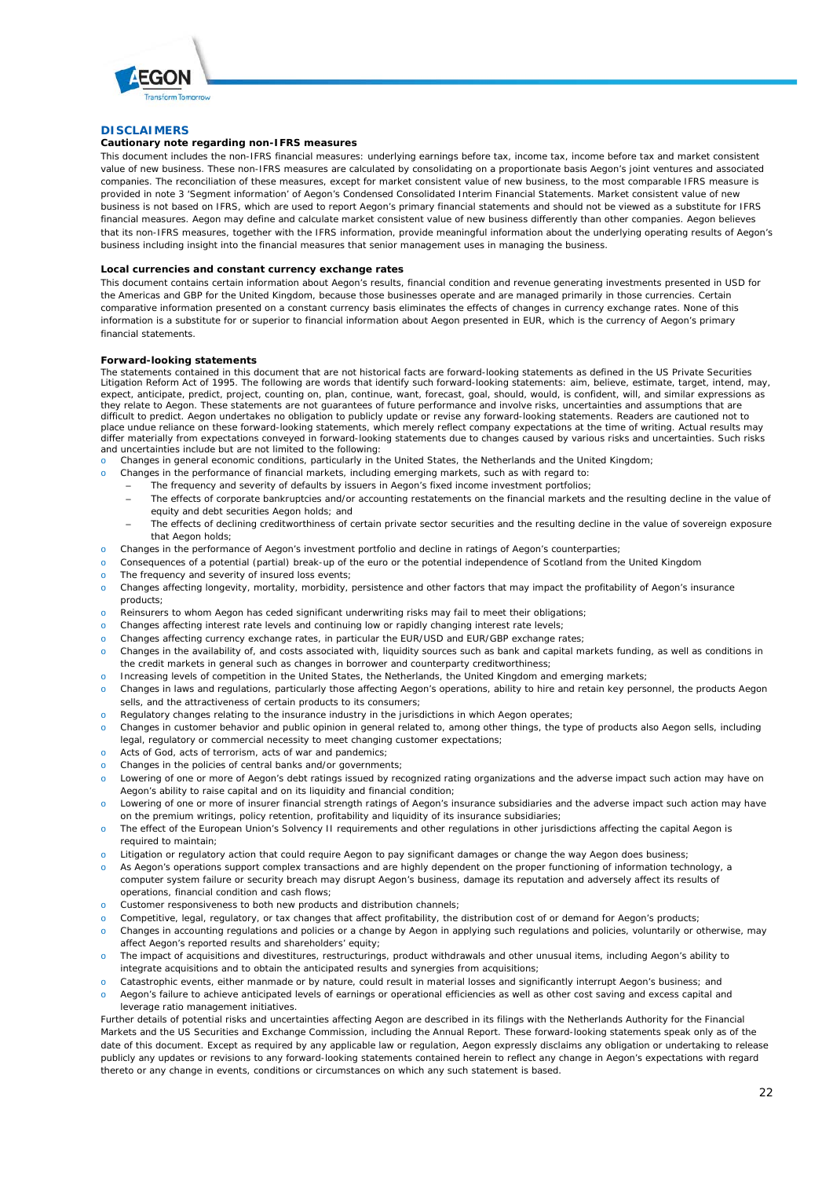## DISCLAIMERS

**Cautionary note regarding non-IFRS measures**

This document includes the non-IFRS financial measures: underlying earnings before tax, income tax, income before tax and market consistent value of new business. These non-IFRS measures are calculated by consolidating on a proportionate basis Aegon's joint ventures and associated companies. The reconciliation of these measures, except for market consistent value of new business, to the most comparable IFRS measure is provided in note 3 'Segment information' of Aegon's Condensed Consolidated Interim Financial Statements. Market consistent value of new business is not based on IFRS, which are used to report Aegon's primary financial statements and should not be viewed as a substitute for IFRS financial measures. Aegon may define and calculate market consistent value of new business differently than other companies. Aegon believes that its non-IFRS measures, together with the IFRS information, provide meaningful information about the underlying operating results of Aegon's business including insight into the financial measures that senior management uses in managing the business.

**Local currencies and constant currency exchange rates**

This document contains certain information about Aegon's results, financial condition and revenue generating investments presented in USD for the Americas and GBP for the United Kingdom, because those businesses operate and are managed primarily in those currencies. Certain comparative information presented on a constant currency basis eliminates the effects of changes in currency exchange rates. None of this information is a substitute for or superior to financial information about Aegon presented in EUR, which is the currency of Aegon's primary financial statements.

**Forward-looking statements**

The statements contained in this document that are not historical facts are forward-looking statements as defined in the US Private Securities Litigation Reform Act of 1995. The following are words that identify such forward-looking statements: aim, believe, estimate, target, intend, may, expect, anticipate, predict, project, counting on, plan, continue, want, forecast, goal, should, would, is confident, will, and similar expressions as they relate to Aegon. These statements are not guarantees of future performance and involve risks, uncertainties and assumptions that are difficult to predict. Aegon undertakes no obligation to publicly update or revise any forward-looking statements. Readers are cautioned not to place undue reliance on these forward-looking statements, which merely reflect company expectations at the time of writing. Actual results may differ materially from expectations conveyed in forward-looking statements due to changes caused by various risks and uncertainties. Such risks and uncertainties include but are not limited to the following:

- Changes in general economic conditions, particularly in the United States, the Netherlands and the United Kingdom;
- Changes in the performance of financial markets, including emerging markets, such as with regard to:
  - The frequency and severity of defaults by issuers in Aegon's fixed income investment portfolios;
  - The effects of corporate bankruptcies and/or accounting restatements on the financial markets and the resulting decline in the value of equity and debt securities Aegon holds; and
  - The effects of declining creditworthiness of certain private sector securities and the resulting decline in the value of sovereign exposure that Aegon holds;
- Changes in the performance of Aegon's investment portfolio and decline in ratings of Aegon's counterparties;
- Consequences of a potential (partial) break-up of the euro or the potential independence of Scotland from the United Kingdom
- The frequency and severity of insured loss events;
- Changes affecting longevity, mortality, morbidity, persistence and other factors that may impact the profitability of Aegon's insurance products;
- Reinsurers to whom Aegon has ceded significant underwriting risks may fail to meet their obligations;
- Changes affecting interest rate levels and continuing low or rapidly changing interest rate levels;
- Changes affecting currency exchange rates, in particular the EUR/USD and EUR/GBP exchange rates;
- Changes in the availability of, and costs associated with, liquidity sources such as bank and capital markets funding, as well as conditions in the credit markets in general such as changes in borrower and counterparty creditworthiness;
- Increasing levels of competition in the United States, the Netherlands, the United Kingdom and emerging markets;
- Changes in laws and regulations, particularly those affecting Aegon's operations, ability to hire and retain key personnel, the products Aegon sells, and the attractiveness of certain products to its consumers;
- Regulatory changes relating to the insurance industry in the jurisdictions in which Aegon operates;
- Changes in customer behavior and public opinion in general related to, among other things, the type of products also Aegon sells, including legal, regulatory or commercial necessity to meet changing customer expectations;
- Acts of God, acts of terrorism, acts of war and pandemics;
- Changes in the policies of central banks and/or governments;
- Lowering of one or more of Aegon's debt ratings issued by recognized rating organizations and the adverse impact such action may have on Aegon's ability to raise capital and on its liquidity and financial condition;
- Lowering of one or more of insurer financial strength ratings of Aegon's insurance subsidiaries and the adverse impact such action may have on the premium writings, policy retention, profitability and liquidity of its insurance subsidiaries;
- The effect of the European Union's Solvency II requirements and other regulations in other jurisdictions affecting the capital Aegon is required to maintain;
- Litigation or regulatory action that could require Aegon to pay significant damages or change the way Aegon does business;
- As Aegon's operations support complex transactions and are highly dependent on the proper functioning of information technology, a computer system failure or security breach may disrupt Aegon's business, damage its reputation and adversely affect its results of operations, financial condition and cash flows;
- Customer responsiveness to both new products and distribution channels;
- Competitive, legal, regulatory, or tax changes that affect profitability, the distribution cost of or demand for Aegon's products;
- Changes in accounting regulations and policies or a change by Aegon in applying such regulations and policies, voluntarily or otherwise, may affect Aegon's reported results and shareholders' equity;
- The impact of acquisitions and divestitures, restructurings, product withdrawals and other unusual items, including Aegon's ability to integrate acquisitions and to obtain the anticipated results and synergies from acquisitions;
- Catastrophic events, either manmade or by nature, could result in material losses and significantly interrupt Aegon's business; and
- Aegon's failure to achieve anticipated levels of earnings or operational efficiencies as well as other cost saving and excess capital and leverage ratio management initiatives.

Further details of potential risks and uncertainties affecting Aegon are described in its filings with the Netherlands Authority for the Financial Markets and the US Securities and Exchange Commission, including the Annual Report. These forward-looking statements speak only as of the date of this document. Except as required by any applicable law or regulation, Aegon expressly disclaims any obligation or undertaking to release publicly any updates or revisions to any forward-looking statements contained herein to reflect any change in Aegon's expectations with regard thereto or any change in events, conditions or circumstances on which any such statement is based.